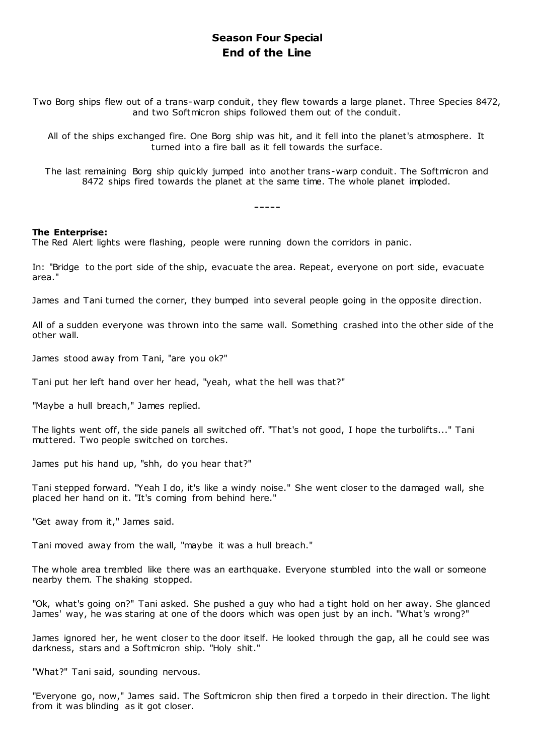# Season Four Special
# End of the Line

Two Borg ships flew out of a trans-warp conduit, they flew towards a large planet. Three Species 8472, and two Softmicron ships followed them out of the conduit.

All of the ships exchanged fire. One Borg ship was hit, and it fell into the planet's atmosphere. It turned into a fire ball as it fell towards the surface.

The last remaining Borg ship quickly jumped into another trans-warp conduit. The Softmicron and 8472 ships fired towards the planet at the same time. The whole planet imploded.

-----

**The Enterprise:**
The Red Alert lights were flashing, people were running down the corridors in panic.

In: "Bridge to the port side of the ship, evacuate the area. Repeat, everyone on port side, evacuate area."

James and Tani turned the corner, they bumped into several people going in the opposite direction.

All of a sudden everyone was thrown into the same wall. Something crashed into the other side of the other wall.

James stood away from Tani, "are you ok?"

Tani put her left hand over her head, "yeah, what the hell was that?"

"Maybe a hull breach," James replied.

The lights went off, the side panels all switched off. "That's not good, I hope the turbolifts..." Tani muttered. Two people switched on torches.

James put his hand up, "shh, do you hear that?"

Tani stepped forward. "Yeah I do, it's like a windy noise." She went closer to the damaged wall, she placed her hand on it. "It's coming from behind here."

"Get away from it," James said.

Tani moved away from the wall, "maybe it was a hull breach."

The whole area trembled like there was an earthquake. Everyone stumbled into the wall or someone nearby them. The shaking stopped.

"Ok, what's going on?" Tani asked. She pushed a guy who had a tight hold on her away. She glanced James' way, he was staring at one of the doors which was open just by an inch. "What's wrong?"

James ignored her, he went closer to the door itself. He looked through the gap, all he could see was darkness, stars and a Softmicron ship. "Holy shit."

"What?" Tani said, sounding nervous.

"Everyone go, now," James said. The Softmicron ship then fired a torpedo in their direction. The light from it was blinding as it got closer.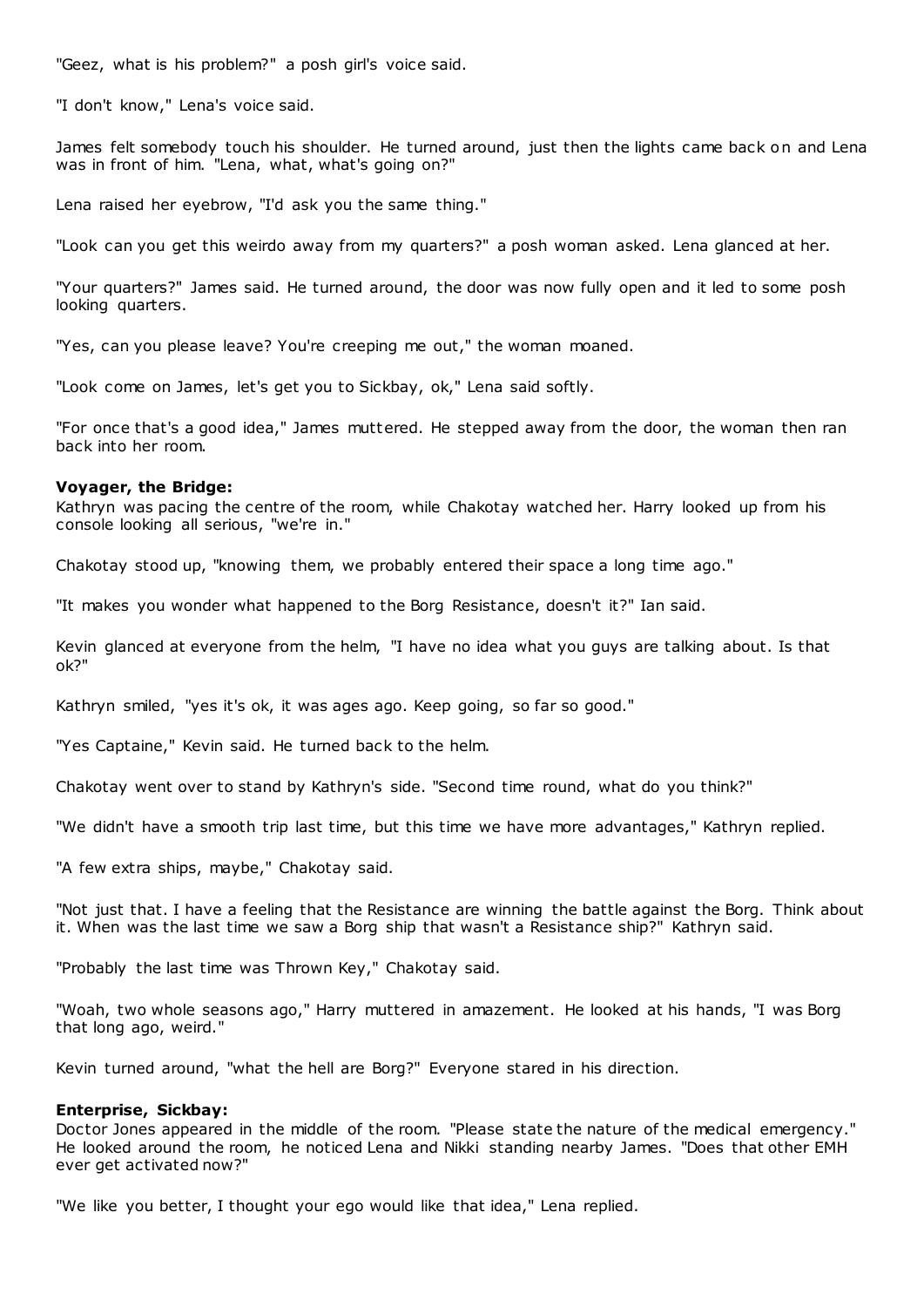"Geez, what is his problem?" a posh girl's voice said.

"I don't know," Lena's voice said.

James felt somebody touch his shoulder. He turned around, just then the lights came back on and Lena was in front of him. "Lena, what, what's going on?"

Lena raised her eyebrow, "I'd ask you the same thing."

"Look can you get this weirdo away from my quarters?" a posh woman asked. Lena glanced at her.

"Your quarters?" James said. He turned around, the door was now fully open and it led to some posh looking quarters.

"Yes, can you please leave? You're creeping me out," the woman moaned.

"Look come on James, let's get you to Sickbay, ok," Lena said softly.

"For once that's a good idea," James muttered. He stepped away from the door, the woman then ran back into her room.

**Voyager, the Bridge:**
Kathryn was pacing the centre of the room, while Chakotay watched her. Harry looked up from his console looking all serious, "we're in."

Chakotay stood up, "knowing them, we probably entered their space a long time ago."

"It makes you wonder what happened to the Borg Resistance, doesn't it?" Ian said.

Kevin glanced at everyone from the helm, "I have no idea what you guys are talking about. Is that ok?"

Kathryn smiled, "yes it's ok, it was ages ago. Keep going, so far so good."

"Yes Captaine," Kevin said. He turned back to the helm.

Chakotay went over to stand by Kathryn's side. "Second time round, what do you think?"

"We didn't have a smooth trip last time, but this time we have more advantages," Kathryn replied.

"A few extra ships, maybe," Chakotay said.

"Not just that. I have a feeling that the Resistance are winning the battle against the Borg. Think about it. When was the last time we saw a Borg ship that wasn't a Resistance ship?" Kathryn said.

"Probably the last time was Thrown Key," Chakotay said.

"Woah, two whole seasons ago," Harry muttered in amazement. He looked at his hands, "I was Borg that long ago, weird."

Kevin turned around, "what the hell are Borg?" Everyone stared in his direction.

**Enterprise, Sickbay:**
Doctor Jones appeared in the middle of the room. "Please state the nature of the medical emergency." He looked around the room, he noticed Lena and Nikki standing nearby James. "Does that other EMH ever get activated now?"

"We like you better, I thought your ego would like that idea," Lena replied.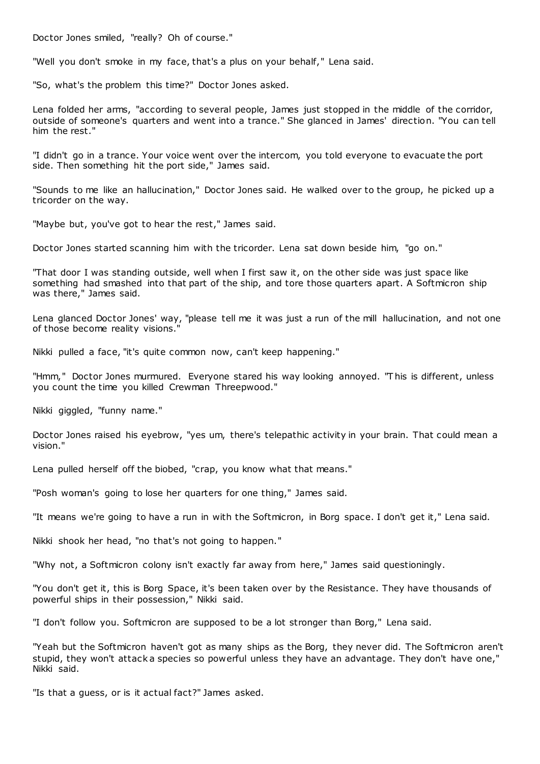Doctor Jones smiled, "really? Oh of course."

"Well you don't smoke in my face, that's a plus on your behalf," Lena said.

"So, what's the problem this time?" Doctor Jones asked.

Lena folded her arms, "according to several people, James just stopped in the middle of the corridor, outside of someone's quarters and went into a trance." She glanced in James' direction. "You can tell him the rest."

"I didn't go in a trance. Your voice went over the intercom, you told everyone to evacuate the port side. Then something hit the port side," James said.

"Sounds to me like an hallucination," Doctor Jones said. He walked over to the group, he picked up a tricorder on the way.

"Maybe but, you've got to hear the rest," James said.

Doctor Jones started scanning him with the tricorder. Lena sat down beside him, "go on."

"That door I was standing outside, well when I first saw it, on the other side was just space like something had smashed into that part of the ship, and tore those quarters apart. A Softmicron ship was there," James said.

Lena glanced Doctor Jones' way, "please tell me it was just a run of the mill hallucination, and not one of those become reality visions."

Nikki pulled a face, "it's quite common now, can't keep happening."

"Hmm," Doctor Jones murmured. Everyone stared his way looking annoyed. "This is different, unless you count the time you killed Crewman Threepwood."

Nikki giggled, "funny name."

Doctor Jones raised his eyebrow, "yes um, there's telepathic activity in your brain. That could mean a vision."

Lena pulled herself off the biobed, "crap, you know what that means."

"Posh woman's going to lose her quarters for one thing," James said.

"It means we're going to have a run in with the Softmicron, in Borg space. I don't get it," Lena said.

Nikki shook her head, "no that's not going to happen."

"Why not, a Softmicron colony isn't exactly far away from here," James said questioningly.

"You don't get it, this is Borg Space, it's been taken over by the Resistance. They have thousands of powerful ships in their possession," Nikki said.

"I don't follow you. Softmicron are supposed to be a lot stronger than Borg," Lena said.

"Yeah but the Softmicron haven't got as many ships as the Borg, they never did. The Softmicron aren't stupid, they won't attack a species so powerful unless they have an advantage. They don't have one," Nikki said.

"Is that a guess, or is it actual fact?" James asked.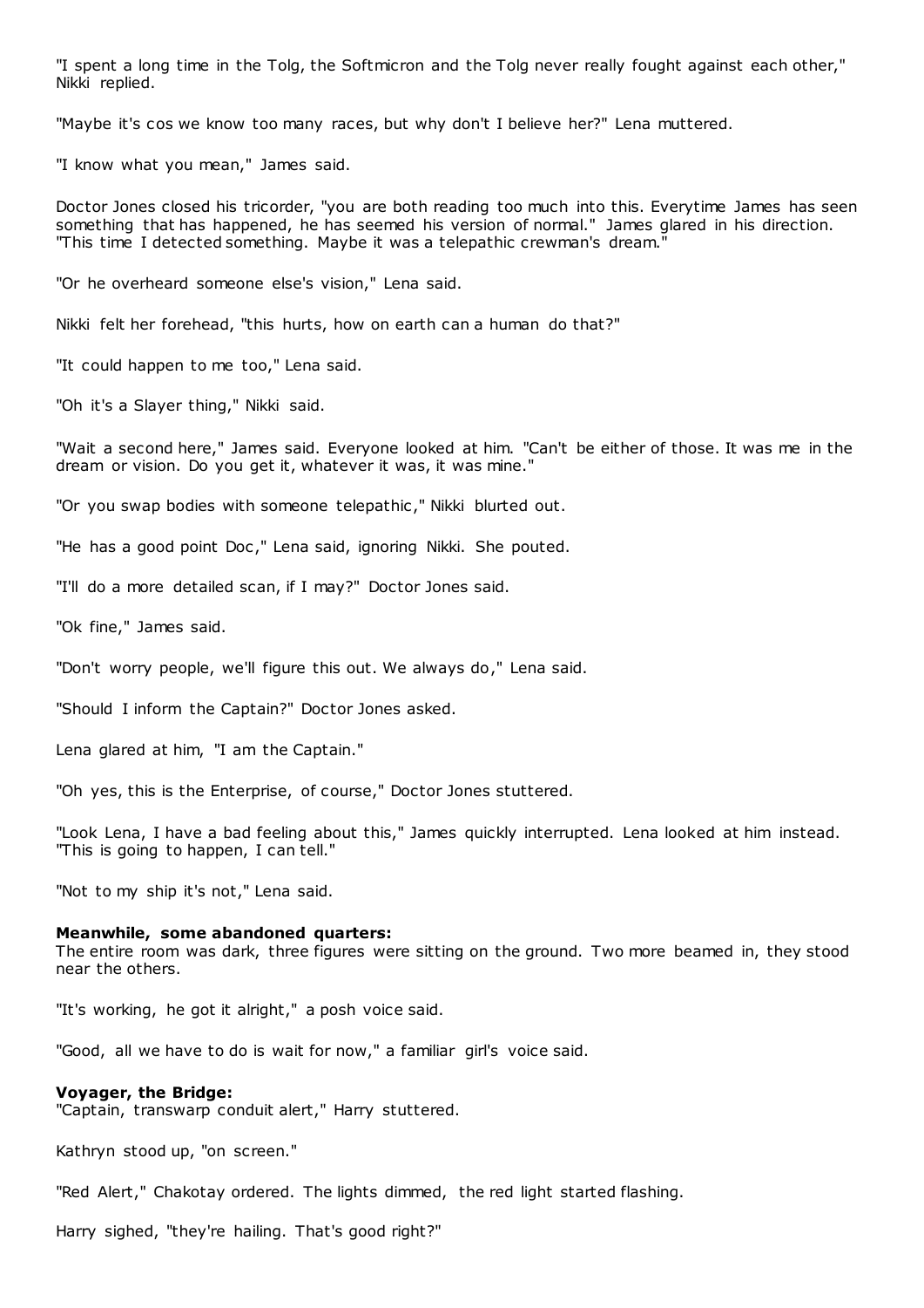"I spent a long time in the Tolg, the Softmicron and the Tolg never really fought against each other," Nikki replied.

"Maybe it's cos we know too many races, but why don't I believe her?" Lena muttered.

"I know what you mean," James said.

Doctor Jones closed his tricorder, "you are both reading too much into this. Everytime James has seen something that has happened, he has seemed his version of normal." James glared in his direction. "This time I detected something. Maybe it was a telepathic crewman's dream."

"Or he overheard someone else's vision," Lena said.

Nikki felt her forehead, "this hurts, how on earth can a human do that?"

"It could happen to me too," Lena said.

"Oh it's a Slayer thing," Nikki said.

"Wait a second here," James said. Everyone looked at him. "Can't be either of those. It was me in the dream or vision. Do you get it, whatever it was, it was mine."

"Or you swap bodies with someone telepathic," Nikki blurted out.

"He has a good point Doc," Lena said, ignoring Nikki. She pouted.

"I'll do a more detailed scan, if I may?" Doctor Jones said.

"Ok fine," James said.

"Don't worry people, we'll figure this out. We always do," Lena said.

"Should I inform the Captain?" Doctor Jones asked.

Lena glared at him, "I am the Captain."

"Oh yes, this is the Enterprise, of course," Doctor Jones stuttered.

"Look Lena, I have a bad feeling about this," James quickly interrupted. Lena looked at him instead. "This is going to happen, I can tell."

"Not to my ship it's not," Lena said.

**Meanwhile, some abandoned quarters:**
The entire room was dark, three figures were sitting on the ground. Two more beamed in, they stood near the others.

"It's working, he got it alright," a posh voice said.

"Good, all we have to do is wait for now," a familiar girl's voice said.

**Voyager, the Bridge:**
"Captain, transwarp conduit alert," Harry stuttered.

Kathryn stood up, "on screen."

"Red Alert," Chakotay ordered. The lights dimmed, the red light started flashing.

Harry sighed, "they're hailing. That's good right?"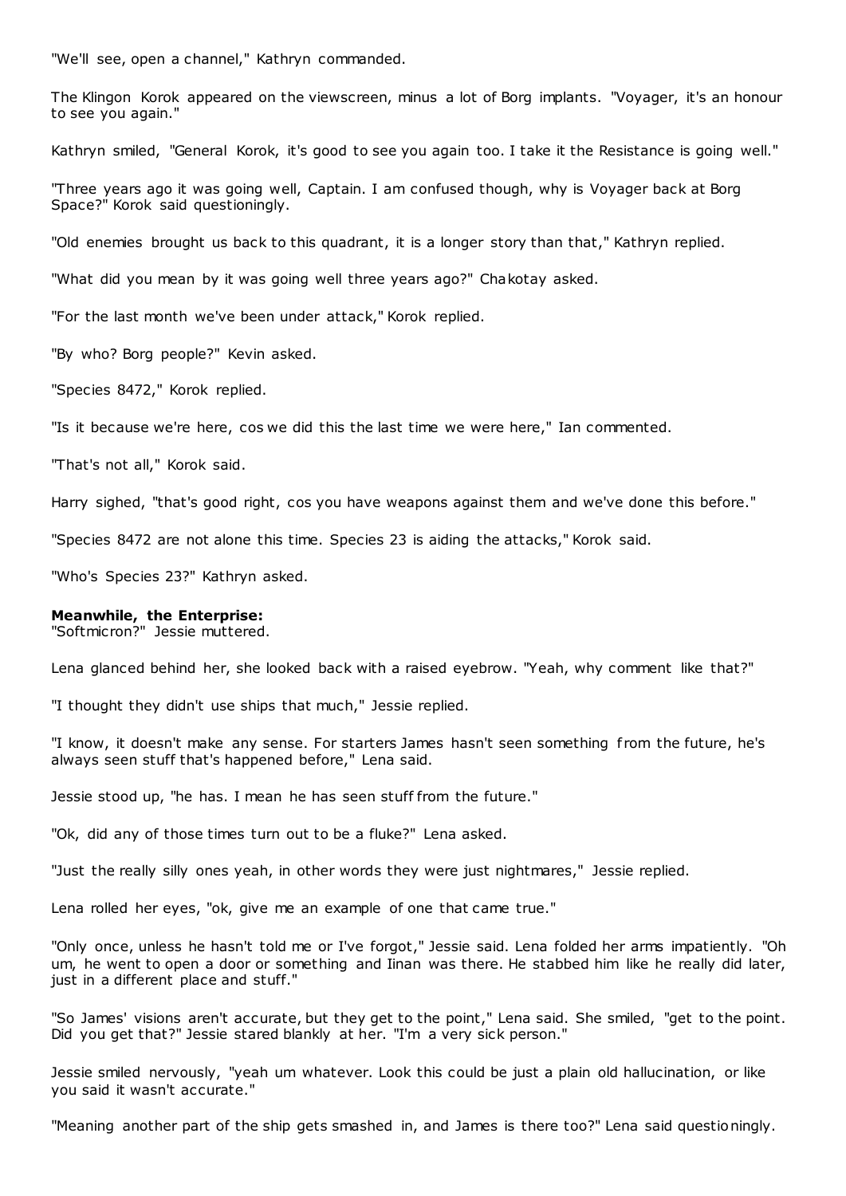"We'll see, open a channel," Kathryn commanded.

The Klingon Korok appeared on the viewscreen, minus a lot of Borg implants. "Voyager, it's an honour to see you again."

Kathryn smiled, "General Korok, it's good to see you again too. I take it the Resistance is going well."

"Three years ago it was going well, Captain. I am confused though, why is Voyager back at Borg Space?" Korok said questioningly.

"Old enemies brought us back to this quadrant, it is a longer story than that," Kathryn replied.

"What did you mean by it was going well three years ago?" Chakotay asked.

"For the last month we've been under attack," Korok replied.

"By who? Borg people?" Kevin asked.

"Species 8472," Korok replied.

"Is it because we're here, cos we did this the last time we were here," Ian commented.

"That's not all," Korok said.

Harry sighed, "that's good right, cos you have weapons against them and we've done this before."

"Species 8472 are not alone this time. Species 23 is aiding the attacks," Korok said.

"Who's Species 23?" Kathryn asked.

**Meanwhile, the Enterprise:**

"Softmicron?" Jessie muttered.

Lena glanced behind her, she looked back with a raised eyebrow. "Yeah, why comment like that?"

"I thought they didn't use ships that much," Jessie replied.

"I know, it doesn't make any sense. For starters James hasn't seen something from the future, he's always seen stuff that's happened before," Lena said.

Jessie stood up, "he has. I mean he has seen stuff from the future."

"Ok, did any of those times turn out to be a fluke?" Lena asked.

"Just the really silly ones yeah, in other words they were just nightmares," Jessie replied.

Lena rolled her eyes, "ok, give me an example of one that came true."

"Only once, unless he hasn't told me or I've forgot," Jessie said. Lena folded her arms impatiently. "Oh um, he went to open a door or something and Iinan was there. He stabbed him like he really did later, just in a different place and stuff."

"So James' visions aren't accurate, but they get to the point," Lena said. She smiled, "get to the point. Did you get that?" Jessie stared blankly at her. "I'm a very sick person."

Jessie smiled nervously, "yeah um whatever. Look this could be just a plain old hallucination, or like you said it wasn't accurate."

"Meaning another part of the ship gets smashed in, and James is there too?" Lena said questioningly.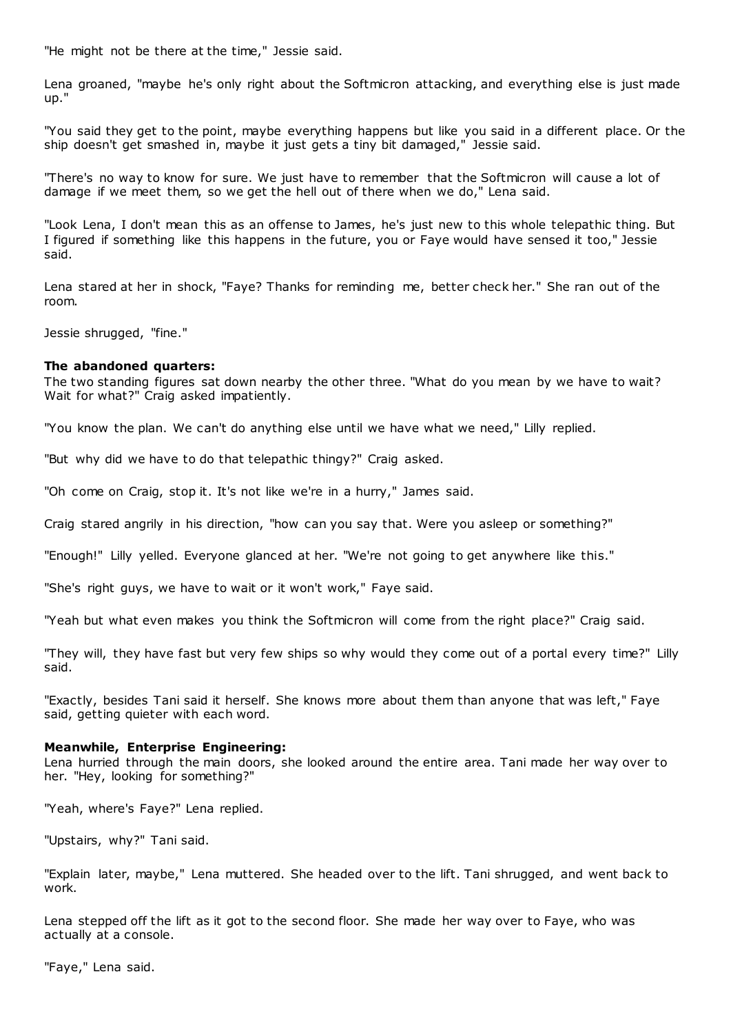"He might not be there at the time," Jessie said.

Lena groaned, "maybe he's only right about the Softmicron attacking, and everything else is just made up."

"You said they get to the point, maybe everything happens but like you said in a different place. Or the ship doesn't get smashed in, maybe it just gets a tiny bit damaged," Jessie said.

"There's no way to know for sure. We just have to remember that the Softmicron will cause a lot of damage if we meet them, so we get the hell out of there when we do," Lena said.

"Look Lena, I don't mean this as an offense to James, he's just new to this whole telepathic thing. But I figured if something like this happens in the future, you or Faye would have sensed it too," Jessie said.

Lena stared at her in shock, "Faye? Thanks for reminding me, better check her." She ran out of the room.

Jessie shrugged, "fine."

**The abandoned quarters:**
The two standing figures sat down nearby the other three. "What do you mean by we have to wait? Wait for what?" Craig asked impatiently.

"You know the plan. We can't do anything else until we have what we need," Lilly replied.

"But why did we have to do that telepathic thingy?" Craig asked.

"Oh come on Craig, stop it. It's not like we're in a hurry," James said.

Craig stared angrily in his direction, "how can you say that. Were you asleep or something?"

"Enough!" Lilly yelled. Everyone glanced at her. "We're not going to get anywhere like this."

"She's right guys, we have to wait or it won't work," Faye said.

"Yeah but what even makes you think the Softmicron will come from the right place?" Craig said.

"They will, they have fast but very few ships so why would they come out of a portal every time?" Lilly said.

"Exactly, besides Tani said it herself. She knows more about them than anyone that was left," Faye said, getting quieter with each word.

**Meanwhile, Enterprise Engineering:**
Lena hurried through the main doors, she looked around the entire area. Tani made her way over to her. "Hey, looking for something?"

"Yeah, where's Faye?" Lena replied.

"Upstairs, why?" Tani said.

"Explain later, maybe," Lena muttered. She headed over to the lift. Tani shrugged, and went back to work.

Lena stepped off the lift as it got to the second floor. She made her way over to Faye, who was actually at a console.

"Faye," Lena said.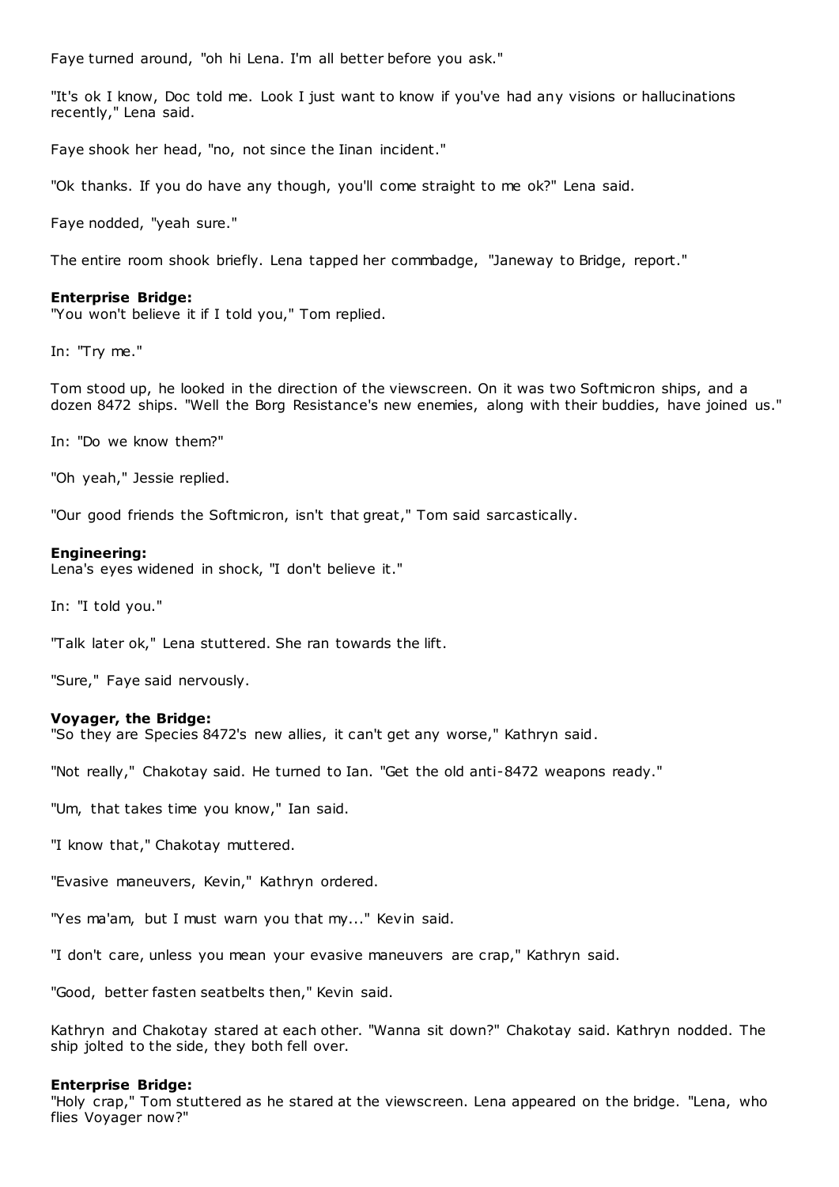Faye turned around, "oh hi Lena. I'm all better before you ask."

"It's ok I know, Doc told me. Look I just want to know if you've had any visions or hallucinations recently," Lena said.

Faye shook her head, "no, not since the Iinan incident."

"Ok thanks. If you do have any though, you'll come straight to me ok?" Lena said.

Faye nodded, "yeah sure."

The entire room shook briefly. Lena tapped her commbadge, "Janeway to Bridge, report."

**Enterprise Bridge:**
"You won't believe it if I told you," Tom replied.

In: "Try me."

Tom stood up, he looked in the direction of the viewscreen. On it was two Softmicron ships, and a dozen 8472 ships. "Well the Borg Resistance's new enemies, along with their buddies, have joined us."

In: "Do we know them?"

"Oh yeah," Jessie replied.

"Our good friends the Softmicron, isn't that great," Tom said sarcastically.

**Engineering:**
Lena's eyes widened in shock, "I don't believe it."

In: "I told you."

"Talk later ok," Lena stuttered. She ran towards the lift.

"Sure," Faye said nervously.

**Voyager, the Bridge:**
"So they are Species 8472's new allies, it can't get any worse," Kathryn said.

"Not really," Chakotay said. He turned to Ian. "Get the old anti-8472 weapons ready."

"Um, that takes time you know," Ian said.

"I know that," Chakotay muttered.

"Evasive maneuvers, Kevin," Kathryn ordered.

"Yes ma'am, but I must warn you that my..." Kevin said.

"I don't care, unless you mean your evasive maneuvers are crap," Kathryn said.

"Good, better fasten seatbelts then," Kevin said.

Kathryn and Chakotay stared at each other. "Wanna sit down?" Chakotay said. Kathryn nodded. The ship jolted to the side, they both fell over.

**Enterprise Bridge:**
"Holy crap," Tom stuttered as he stared at the viewscreen. Lena appeared on the bridge. "Lena, who flies Voyager now?"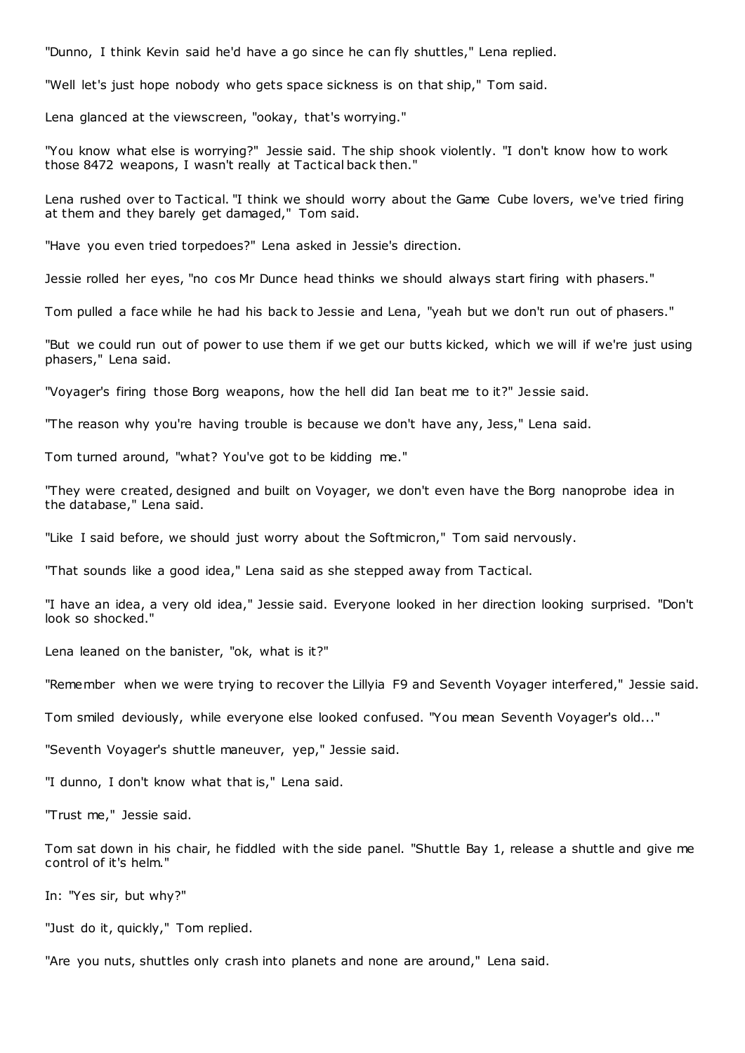"Dunno, I think Kevin said he'd have a go since he can fly shuttles," Lena replied.

"Well let's just hope nobody who gets space sickness is on that ship," Tom said.

Lena glanced at the viewscreen, "ookay, that's worrying."

"You know what else is worrying?" Jessie said. The ship shook violently. "I don't know how to work those 8472 weapons, I wasn't really at Tactical back then."

Lena rushed over to Tactical. "I think we should worry about the Game Cube lovers, we've tried firing at them and they barely get damaged," Tom said.

"Have you even tried torpedoes?" Lena asked in Jessie's direction.

Jessie rolled her eyes, "no cos Mr Dunce head thinks we should always start firing with phasers."

Tom pulled a face while he had his back to Jessie and Lena, "yeah but we don't run out of phasers."

"But we could run out of power to use them if we get our butts kicked, which we will if we're just using phasers," Lena said.

"Voyager's firing those Borg weapons, how the hell did Ian beat me to it?" Jessie said.

"The reason why you're having trouble is because we don't have any, Jess," Lena said.

Tom turned around, "what? You've got to be kidding me."

"They were created, designed and built on Voyager, we don't even have the Borg nanoprobe idea in the database," Lena said.

"Like I said before, we should just worry about the Softmicron," Tom said nervously.

"That sounds like a good idea," Lena said as she stepped away from Tactical.

"I have an idea, a very old idea," Jessie said. Everyone looked in her direction looking surprised. "Don't look so shocked."

Lena leaned on the banister, "ok, what is it?"

"Remember when we were trying to recover the Lillyia F9 and Seventh Voyager interfered," Jessie said.

Tom smiled deviously, while everyone else looked confused. "You mean Seventh Voyager's old..."

"Seventh Voyager's shuttle maneuver, yep," Jessie said.

"I dunno, I don't know what that is," Lena said.

"Trust me," Jessie said.

Tom sat down in his chair, he fiddled with the side panel. "Shuttle Bay 1, release a shuttle and give me control of it's helm."

In: "Yes sir, but why?"

"Just do it, quickly," Tom replied.

"Are you nuts, shuttles only crash into planets and none are around," Lena said.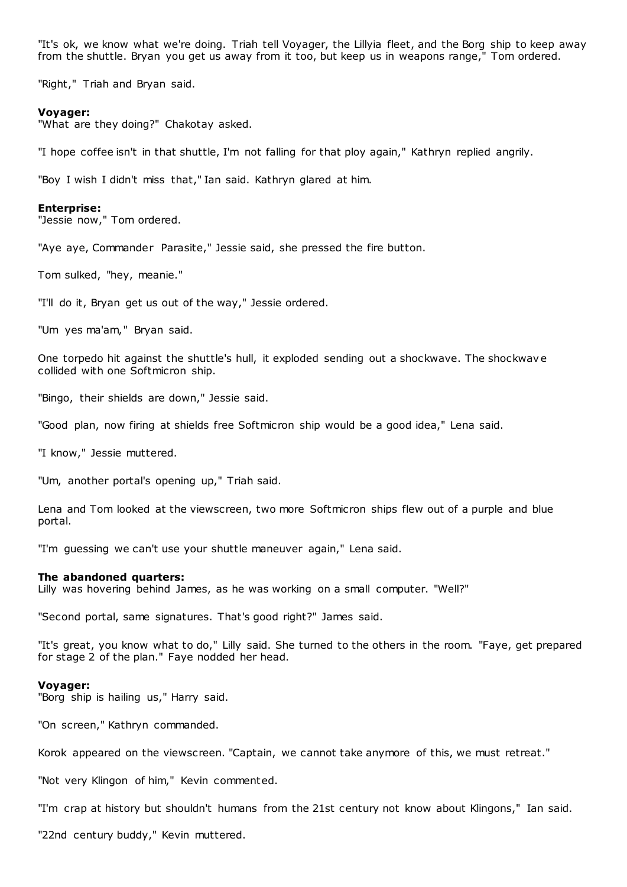"It's ok, we know what we're doing. Triah tell Voyager, the Lillyia fleet, and the Borg ship to keep away from the shuttle. Bryan you get us away from it too, but keep us in weapons range," Tom ordered.

"Right," Triah and Bryan said.

**Voyager:**
"What are they doing?" Chakotay asked.

"I hope coffee isn't in that shuttle, I'm not falling for that ploy again," Kathryn replied angrily.

"Boy I wish I didn't miss that," Ian said. Kathryn glared at him.

**Enterprise:**
"Jessie now," Tom ordered.

"Aye aye, Commander Parasite," Jessie said, she pressed the fire button.

Tom sulked, "hey, meanie."

"I'll do it, Bryan get us out of the way," Jessie ordered.

"Um yes ma'am," Bryan said.

One torpedo hit against the shuttle's hull, it exploded sending out a shockwave. The shockwave collided with one Softmicron ship.

"Bingo, their shields are down," Jessie said.

"Good plan, now firing at shields free Softmicron ship would be a good idea," Lena said.

"I know," Jessie muttered.

"Um, another portal's opening up," Triah said.

Lena and Tom looked at the viewscreen, two more Softmicron ships flew out of a purple and blue portal.

"I'm guessing we can't use your shuttle maneuver again," Lena said.

**The abandoned quarters:**
Lilly was hovering behind James, as he was working on a small computer. "Well?"

"Second portal, same signatures. That's good right?" James said.

"It's great, you know what to do," Lilly said. She turned to the others in the room. "Faye, get prepared for stage 2 of the plan." Faye nodded her head.

**Voyager:**
"Borg ship is hailing us," Harry said.

"On screen," Kathryn commanded.

Korok appeared on the viewscreen. "Captain, we cannot take anymore of this, we must retreat."

"Not very Klingon of him," Kevin commented.

"I'm crap at history but shouldn't humans from the 21st century not know about Klingons," Ian said.

"22nd century buddy," Kevin muttered.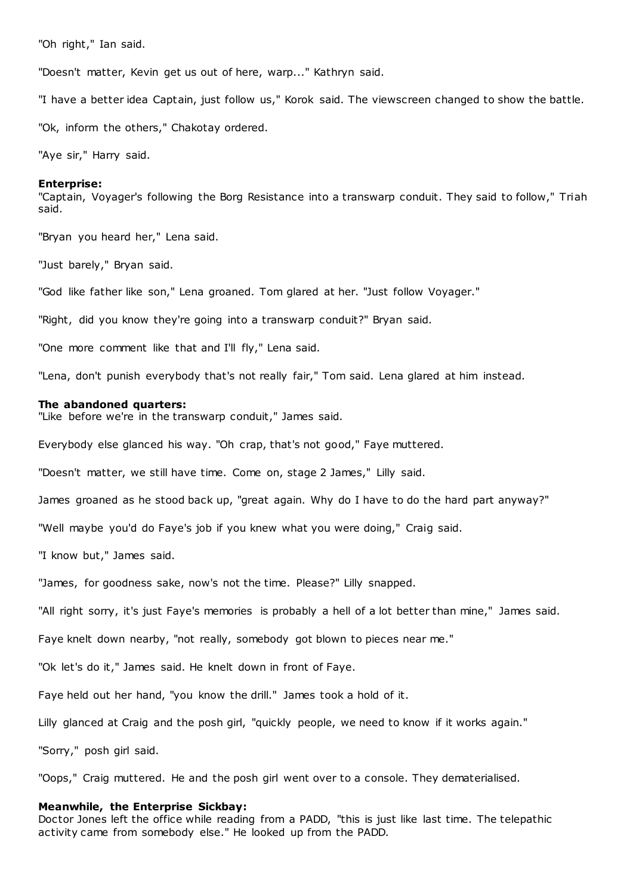"Oh right," Ian said.

"Doesn't matter, Kevin get us out of here, warp..." Kathryn said.

"I have a better idea Captain, just follow us," Korok said. The viewscreen changed to show the battle.

"Ok, inform the others," Chakotay ordered.

"Aye sir," Harry said.

**Enterprise:**
"Captain, Voyager's following the Borg Resistance into a transwarp conduit. They said to follow," Triah said.

"Bryan you heard her," Lena said.

"Just barely," Bryan said.

"God like father like son," Lena groaned. Tom glared at her. "Just follow Voyager."

"Right, did you know they're going into a transwarp conduit?" Bryan said.

"One more comment like that and I'll fly," Lena said.

"Lena, don't punish everybody that's not really fair," Tom said. Lena glared at him instead.

**The abandoned quarters:**
"Like before we're in the transwarp conduit," James said.

Everybody else glanced his way. "Oh crap, that's not good," Faye muttered.

"Doesn't matter, we still have time. Come on, stage 2 James," Lilly said.

James groaned as he stood back up, "great again. Why do I have to do the hard part anyway?"

"Well maybe you'd do Faye's job if you knew what you were doing," Craig said.

"I know but," James said.

"James, for goodness sake, now's not the time. Please?" Lilly snapped.

"All right sorry, it's just Faye's memories is probably a hell of a lot better than mine," James said.

Faye knelt down nearby, "not really, somebody got blown to pieces near me."

"Ok let's do it," James said. He knelt down in front of Faye.

Faye held out her hand, "you know the drill." James took a hold of it.

Lilly glanced at Craig and the posh girl, "quickly people, we need to know if it works again."

"Sorry," posh girl said.

"Oops," Craig muttered. He and the posh girl went over to a console. They dematerialised.

**Meanwhile, the Enterprise Sickbay:**
Doctor Jones left the office while reading from a PADD, "this is just like last time. The telepathic activity came from somebody else." He looked up from the PADD.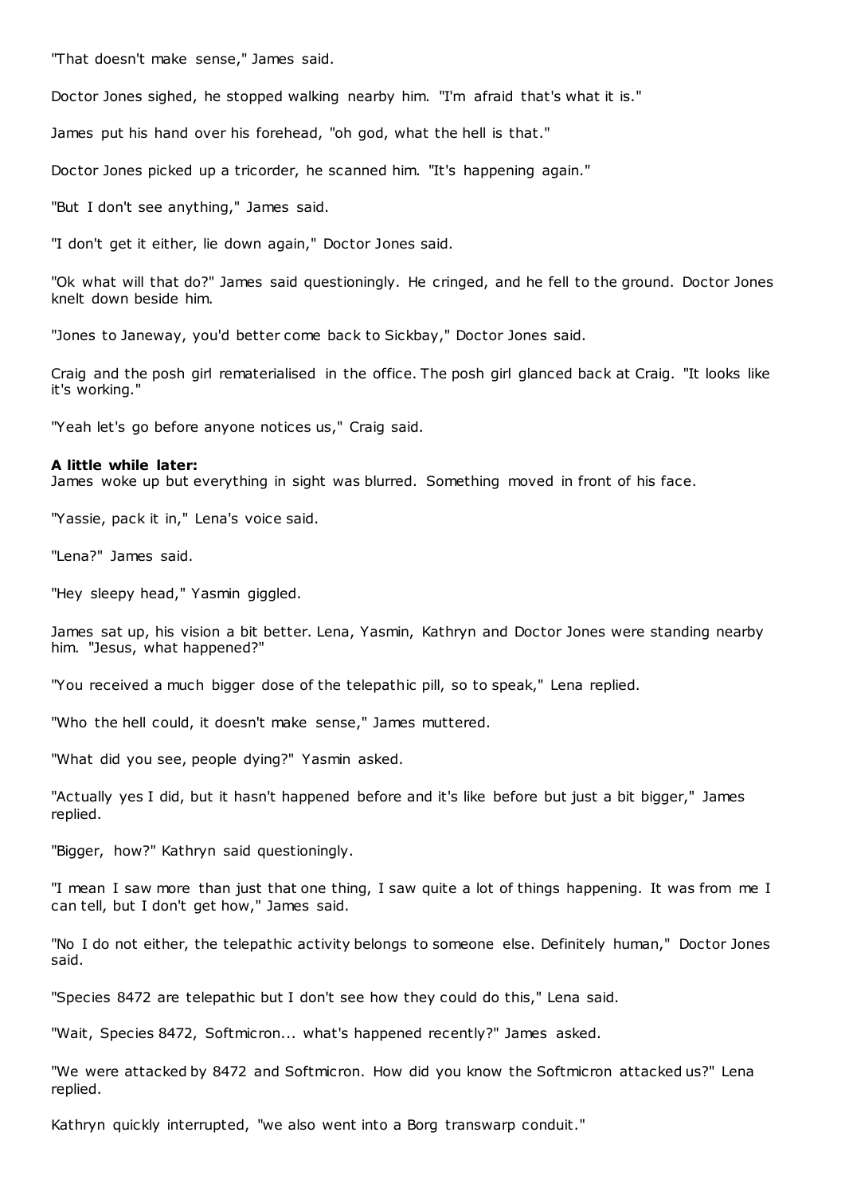"That doesn't make sense," James said.

Doctor Jones sighed, he stopped walking nearby him. "I'm afraid that's what it is."

James put his hand over his forehead, "oh god, what the hell is that."

Doctor Jones picked up a tricorder, he scanned him. "It's happening again."

"But I don't see anything," James said.

"I don't get it either, lie down again," Doctor Jones said.

"Ok what will that do?" James said questioningly. He cringed, and he fell to the ground. Doctor Jones knelt down beside him.

"Jones to Janeway, you'd better come back to Sickbay," Doctor Jones said.

Craig and the posh girl rematerialised in the office. The posh girl glanced back at Craig. "It looks like it's working."

"Yeah let's go before anyone notices us," Craig said.

**A little while later:**
James woke up but everything in sight was blurred. Something moved in front of his face.

"Yassie, pack it in," Lena's voice said.

"Lena?" James said.

"Hey sleepy head," Yasmin giggled.

James sat up, his vision a bit better. Lena, Yasmin, Kathryn and Doctor Jones were standing nearby him. "Jesus, what happened?"

"You received a much bigger dose of the telepathic pill, so to speak," Lena replied.

"Who the hell could, it doesn't make sense," James muttered.

"What did you see, people dying?" Yasmin asked.

"Actually yes I did, but it hasn't happened before and it's like before but just a bit bigger," James replied.

"Bigger, how?" Kathryn said questioningly.

"I mean I saw more than just that one thing, I saw quite a lot of things happening. It was from me I can tell, but I don't get how," James said.

"No I do not either, the telepathic activity belongs to someone else. Definitely human," Doctor Jones said.

"Species 8472 are telepathic but I don't see how they could do this," Lena said.

"Wait, Species 8472, Softmicron... what's happened recently?" James asked.

"We were attacked by 8472 and Softmicron. How did you know the Softmicron attacked us?" Lena replied.

Kathryn quickly interrupted, "we also went into a Borg transwarp conduit."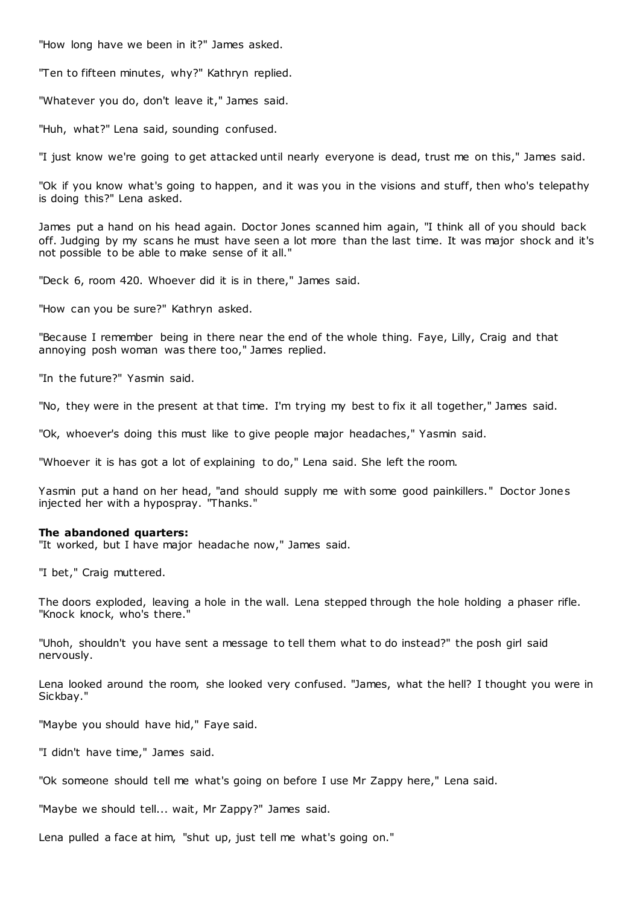"How long have we been in it?" James asked.

"Ten to fifteen minutes, why?" Kathryn replied.

"Whatever you do, don't leave it," James said.

"Huh, what?" Lena said, sounding confused.

"I just know we're going to get attacked until nearly everyone is dead, trust me on this," James said.

"Ok if you know what's going to happen, and it was you in the visions and stuff, then who's telepathy is doing this?" Lena asked.

James put a hand on his head again. Doctor Jones scanned him again, "I think all of you should back off. Judging by my scans he must have seen a lot more than the last time. It was major shock and it's not possible to be able to make sense of it all."

"Deck 6, room 420. Whoever did it is in there," James said.

"How can you be sure?" Kathryn asked.

"Because I remember being in there near the end of the whole thing. Faye, Lilly, Craig and that annoying posh woman was there too," James replied.

"In the future?" Yasmin said.

"No, they were in the present at that time. I'm trying my best to fix it all together," James said.

"Ok, whoever's doing this must like to give people major headaches," Yasmin said.

"Whoever it is has got a lot of explaining to do," Lena said. She left the room.

Yasmin put a hand on her head, "and should supply me with some good painkillers." Doctor Jones injected her with a hypospray. "Thanks."

**The abandoned quarters:**
"It worked, but I have major headache now," James said.

"I bet," Craig muttered.

The doors exploded, leaving a hole in the wall. Lena stepped through the hole holding a phaser rifle. "Knock knock, who's there."

"Uhoh, shouldn't you have sent a message to tell them what to do instead?" the posh girl said nervously.

Lena looked around the room, she looked very confused. "James, what the hell? I thought you were in Sickbay."

"Maybe you should have hid," Faye said.

"I didn't have time," James said.

"Ok someone should tell me what's going on before I use Mr Zappy here," Lena said.

"Maybe we should tell... wait, Mr Zappy?" James said.

Lena pulled a face at him, "shut up, just tell me what's going on."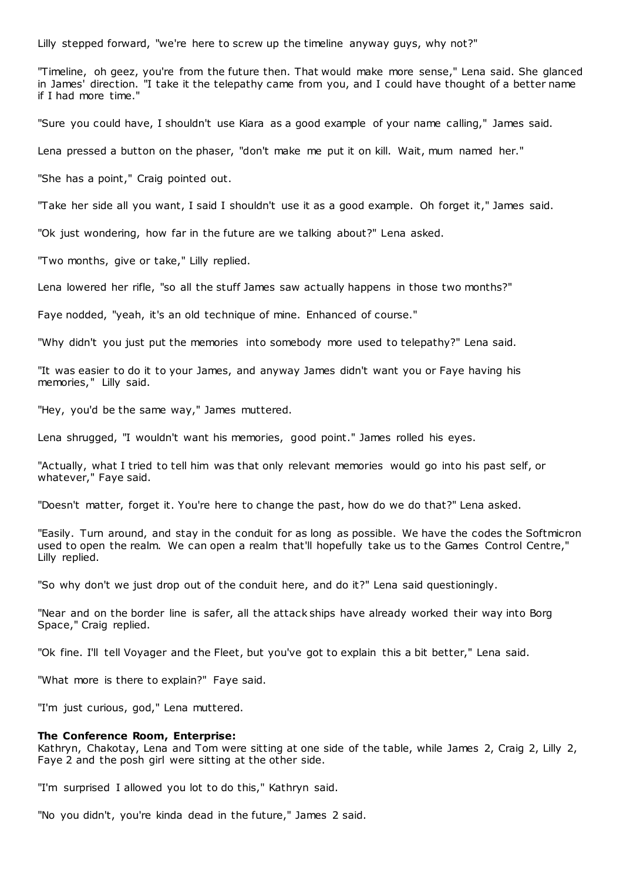Lilly stepped forward, "we're here to screw up the timeline anyway guys, why not?"

"Timeline, oh geez, you're from the future then. That would make more sense," Lena said. She glanced in James' direction. "I take it the telepathy came from you, and I could have thought of a better name if I had more time."

"Sure you could have, I shouldn't use Kiara as a good example of your name calling," James said.

Lena pressed a button on the phaser, "don't make me put it on kill. Wait, mum named her."

"She has a point," Craig pointed out.

"Take her side all you want, I said I shouldn't use it as a good example. Oh forget it," James said.

"Ok just wondering, how far in the future are we talking about?" Lena asked.

"Two months, give or take," Lilly replied.

Lena lowered her rifle, "so all the stuff James saw actually happens in those two months?"

Faye nodded, "yeah, it's an old technique of mine. Enhanced of course."

"Why didn't you just put the memories into somebody more used to telepathy?" Lena said.

"It was easier to do it to your James, and anyway James didn't want you or Faye having his memories," Lilly said.

"Hey, you'd be the same way," James muttered.

Lena shrugged, "I wouldn't want his memories, good point." James rolled his eyes.

"Actually, what I tried to tell him was that only relevant memories would go into his past self, or whatever," Faye said.

"Doesn't matter, forget it. You're here to change the past, how do we do that?" Lena asked.

"Easily. Turn around, and stay in the conduit for as long as possible. We have the codes the Softmicron used to open the realm. We can open a realm that'll hopefully take us to the Games Control Centre," Lilly replied.

"So why don't we just drop out of the conduit here, and do it?" Lena said questioningly.

"Near and on the border line is safer, all the attack ships have already worked their way into Borg Space," Craig replied.

"Ok fine. I'll tell Voyager and the Fleet, but you've got to explain this a bit better," Lena said.

"What more is there to explain?" Faye said.

"I'm just curious, god," Lena muttered.

**The Conference Room, Enterprise:**
Kathryn, Chakotay, Lena and Tom were sitting at one side of the table, while James 2, Craig 2, Lilly 2, Faye 2 and the posh girl were sitting at the other side.

"I'm surprised I allowed you lot to do this," Kathryn said.

"No you didn't, you're kinda dead in the future," James 2 said.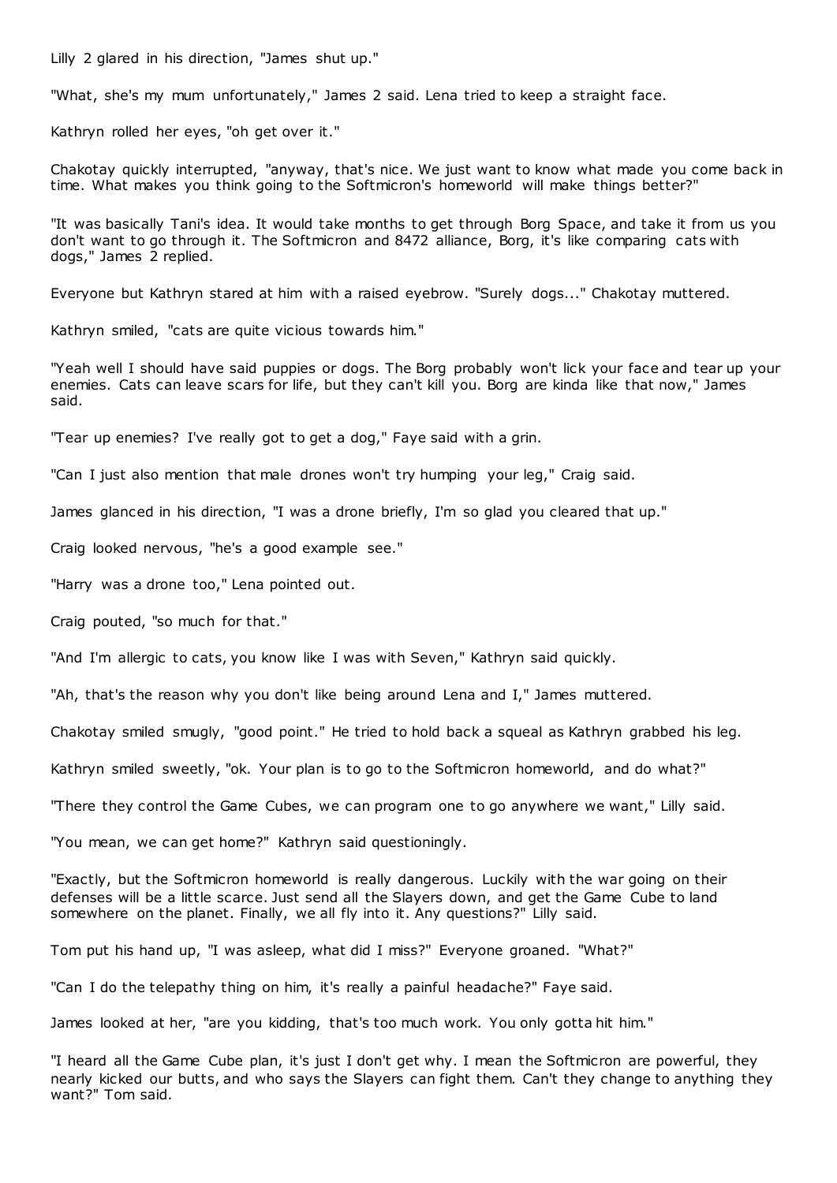Lilly 2 glared in his direction, "James shut up."

"What, she's my mum unfortunately," James 2 said. Lena tried to keep a straight face.

Kathryn rolled her eyes, "oh get over it."

Chakotay quickly interrupted, "anyway, that's nice. We just want to know what made you come back in time. What makes you think going to the Softmicron's homeworld will make things better?"

"It was basically Tani's idea. It would take months to get through Borg Space, and take it from us you don't want to go through it. The Softmicron and 8472 alliance, Borg, it's like comparing cats with dogs," James 2 replied.

Everyone but Kathryn stared at him with a raised eyebrow. "Surely dogs..." Chakotay muttered.

Kathryn smiled, "cats are quite vicious towards him."

"Yeah well I should have said puppies or dogs. The Borg probably won't lick your face and tear up your enemies. Cats can leave scars for life, but they can't kill you. Borg are kinda like that now," James said.

"Tear up enemies? I've really got to get a dog," Faye said with a grin.

"Can I just also mention that male drones won't try humping your leg," Craig said.

James glanced in his direction, "I was a drone briefly, I'm so glad you cleared that up."

Craig looked nervous, "he's a good example see."

"Harry was a drone too," Lena pointed out.

Craig pouted, "so much for that."

"And I'm allergic to cats, you know like I was with Seven," Kathryn said quickly.

"Ah, that's the reason why you don't like being around Lena and I," James muttered.

Chakotay smiled smugly, "good point." He tried to hold back a squeal as Kathryn grabbed his leg.

Kathryn smiled sweetly, "ok. Your plan is to go to the Softmicron homeworld, and do what?"

"There they control the Game Cubes, we can program one to go anywhere we want," Lilly said.

"You mean, we can get home?" Kathryn said questioningly.

"Exactly, but the Softmicron homeworld is really dangerous. Luckily with the war going on their defenses will be a little scarce. Just send all the Slayers down, and get the Game Cube to land somewhere on the planet. Finally, we all fly into it. Any questions?" Lilly said.

Tom put his hand up, "I was asleep, what did I miss?" Everyone groaned. "What?"

"Can I do the telepathy thing on him, it's really a painful headache?" Faye said.

James looked at her, "are you kidding, that's too much work. You only gotta hit him."

"I heard all the Game Cube plan, it's just I don't get why. I mean the Softmicron are powerful, they nearly kicked our butts, and who says the Slayers can fight them. Can't they change to anything they want?" Tom said.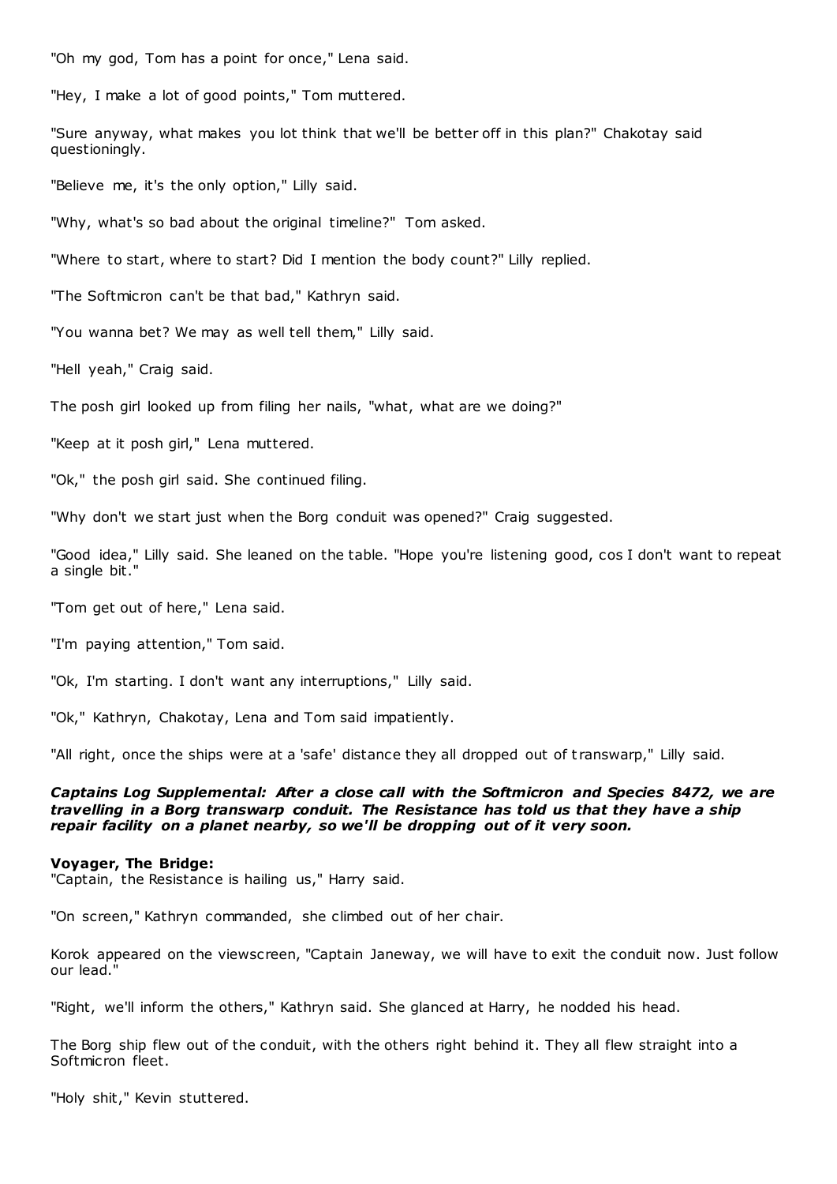"Oh my god, Tom has a point for once," Lena said.

"Hey, I make a lot of good points," Tom muttered.

"Sure anyway, what makes you lot think that we'll be better off in this plan?" Chakotay said questioningly.

"Believe me, it's the only option," Lilly said.

"Why, what's so bad about the original timeline?" Tom asked.

"Where to start, where to start? Did I mention the body count?" Lilly replied.

"The Softmicron can't be that bad," Kathryn said.

"You wanna bet? We may as well tell them," Lilly said.

"Hell yeah," Craig said.

The posh girl looked up from filing her nails, "what, what are we doing?"

"Keep at it posh girl," Lena muttered.

"Ok," the posh girl said. She continued filing.

"Why don't we start just when the Borg conduit was opened?" Craig suggested.

"Good idea," Lilly said. She leaned on the table. "Hope you're listening good, cos I don't want to repeat a single bit."

"Tom get out of here," Lena said.

"I'm paying attention," Tom said.

"Ok, I'm starting. I don't want any interruptions," Lilly said.

"Ok," Kathryn, Chakotay, Lena and Tom said impatiently.

"All right, once the ships were at a 'safe' distance they all dropped out of transwarp," Lilly said.

***Captains Log Supplemental: After a close call with the Softmicron and Species 8472, we are travelling in a Borg transwarp conduit. The Resistance has told us that they have a ship repair facility on a planet nearby, so we'll be dropping out of it very soon.***

**Voyager, The Bridge:**

"Captain, the Resistance is hailing us," Harry said.

"On screen," Kathryn commanded, she climbed out of her chair.

Korok appeared on the viewscreen, "Captain Janeway, we will have to exit the conduit now. Just follow our lead."

"Right, we'll inform the others," Kathryn said. She glanced at Harry, he nodded his head.

The Borg ship flew out of the conduit, with the others right behind it. They all flew straight into a Softmicron fleet.

"Holy shit," Kevin stuttered.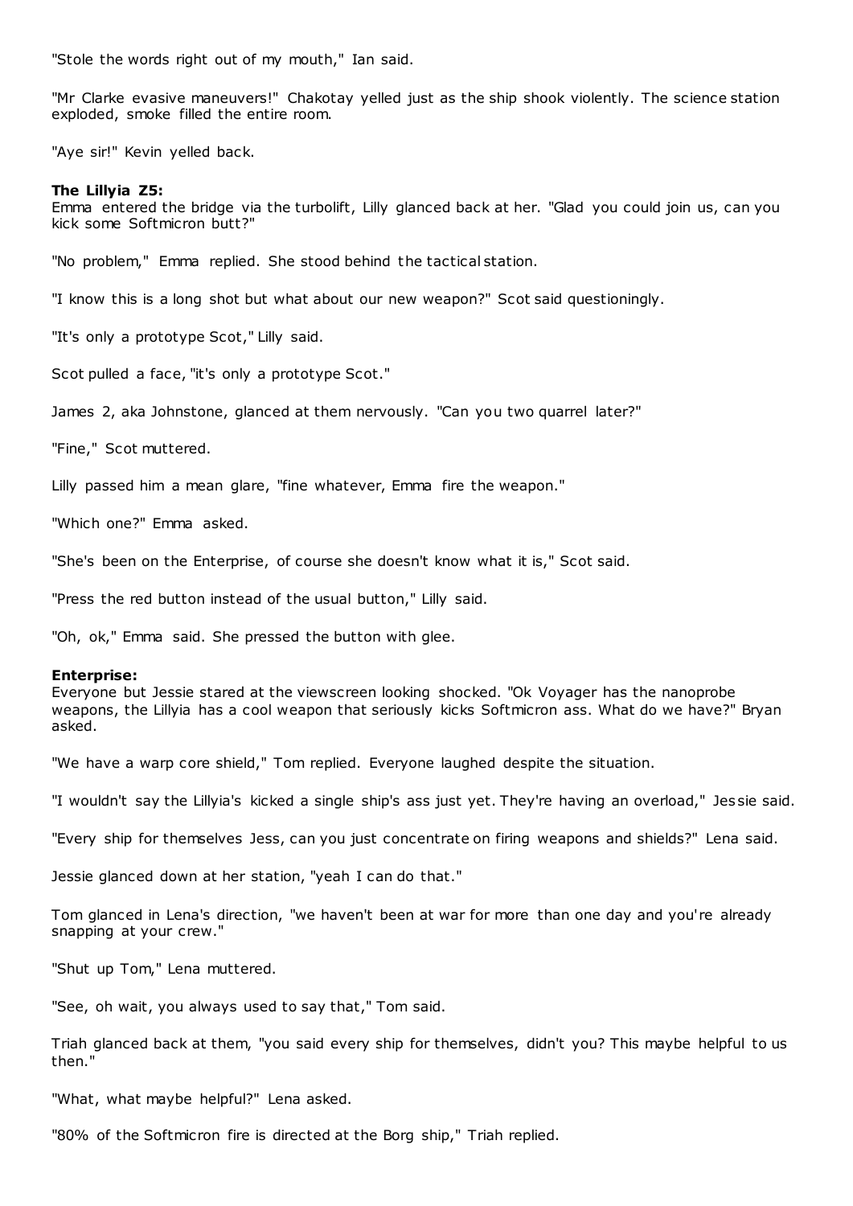"Stole the words right out of my mouth," Ian said.

"Mr Clarke evasive maneuvers!" Chakotay yelled just as the ship shook violently. The science station exploded, smoke filled the entire room.

"Aye sir!" Kevin yelled back.

**The Lillyia Z5:**
Emma entered the bridge via the turbolift, Lilly glanced back at her. "Glad you could join us, can you kick some Softmicron butt?"

"No problem," Emma replied. She stood behind the tactical station.

"I know this is a long shot but what about our new weapon?" Scot said questioningly.

"It's only a prototype Scot," Lilly said.

Scot pulled a face, "it's only a prototype Scot."

James 2, aka Johnstone, glanced at them nervously. "Can you two quarrel later?"

"Fine," Scot muttered.

Lilly passed him a mean glare, "fine whatever, Emma fire the weapon."

"Which one?" Emma asked.

"She's been on the Enterprise, of course she doesn't know what it is," Scot said.

"Press the red button instead of the usual button," Lilly said.

"Oh, ok," Emma said. She pressed the button with glee.

**Enterprise:**
Everyone but Jessie stared at the viewscreen looking shocked. "Ok Voyager has the nanoprobe weapons, the Lillyia has a cool weapon that seriously kicks Softmicron ass. What do we have?" Bryan asked.

"We have a warp core shield," Tom replied. Everyone laughed despite the situation.

"I wouldn't say the Lillyia's kicked a single ship's ass just yet. They're having an overload," Jessie said.

"Every ship for themselves Jess, can you just concentrate on firing weapons and shields?" Lena said.

Jessie glanced down at her station, "yeah I can do that."

Tom glanced in Lena's direction, "we haven't been at war for more than one day and you're already snapping at your crew."

"Shut up Tom," Lena muttered.

"See, oh wait, you always used to say that," Tom said.

Triah glanced back at them, "you said every ship for themselves, didn't you? This maybe helpful to us then."

"What, what maybe helpful?" Lena asked.

"80% of the Softmicron fire is directed at the Borg ship," Triah replied.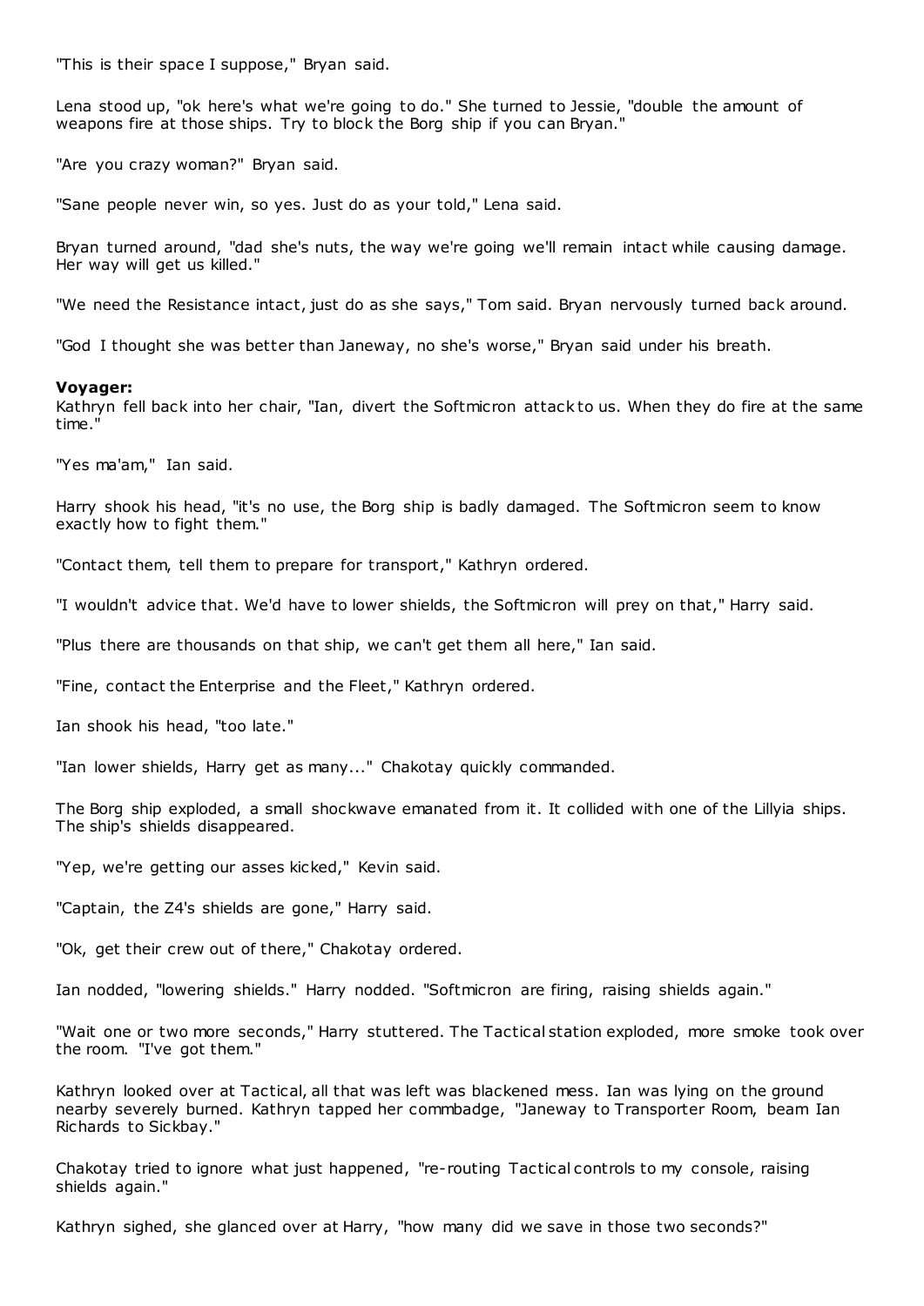"This is their space I suppose," Bryan said.

Lena stood up, "ok here's what we're going to do." She turned to Jessie, "double the amount of weapons fire at those ships. Try to block the Borg ship if you can Bryan."

"Are you crazy woman?" Bryan said.

"Sane people never win, so yes. Just do as your told," Lena said.

Bryan turned around, "dad she's nuts, the way we're going we'll remain intact while causing damage. Her way will get us killed."

"We need the Resistance intact, just do as she says," Tom said. Bryan nervously turned back around.

"God I thought she was better than Janeway, no she's worse," Bryan said under his breath.

**Voyager:**
Kathryn fell back into her chair, "Ian, divert the Softmicron attack to us. When they do fire at the same time."

"Yes ma'am," Ian said.

Harry shook his head, "it's no use, the Borg ship is badly damaged. The Softmicron seem to know exactly how to fight them."

"Contact them, tell them to prepare for transport," Kathryn ordered.

"I wouldn't advice that. We'd have to lower shields, the Softmicron will prey on that," Harry said.

"Plus there are thousands on that ship, we can't get them all here," Ian said.

"Fine, contact the Enterprise and the Fleet," Kathryn ordered.

Ian shook his head, "too late."

"Ian lower shields, Harry get as many..." Chakotay quickly commanded.

The Borg ship exploded, a small shockwave emanated from it. It collided with one of the Lillyia ships. The ship's shields disappeared.

"Yep, we're getting our asses kicked," Kevin said.

"Captain, the Z4's shields are gone," Harry said.

"Ok, get their crew out of there," Chakotay ordered.

Ian nodded, "lowering shields." Harry nodded. "Softmicron are firing, raising shields again."

"Wait one or two more seconds," Harry stuttered. The Tactical station exploded, more smoke took over the room. "I've got them."

Kathryn looked over at Tactical, all that was left was blackened mess. Ian was lying on the ground nearby severely burned. Kathryn tapped her commbadge, "Janeway to Transporter Room, beam Ian Richards to Sickbay."

Chakotay tried to ignore what just happened, "re-routing Tactical controls to my console, raising shields again."

Kathryn sighed, she glanced over at Harry, "how many did we save in those two seconds?"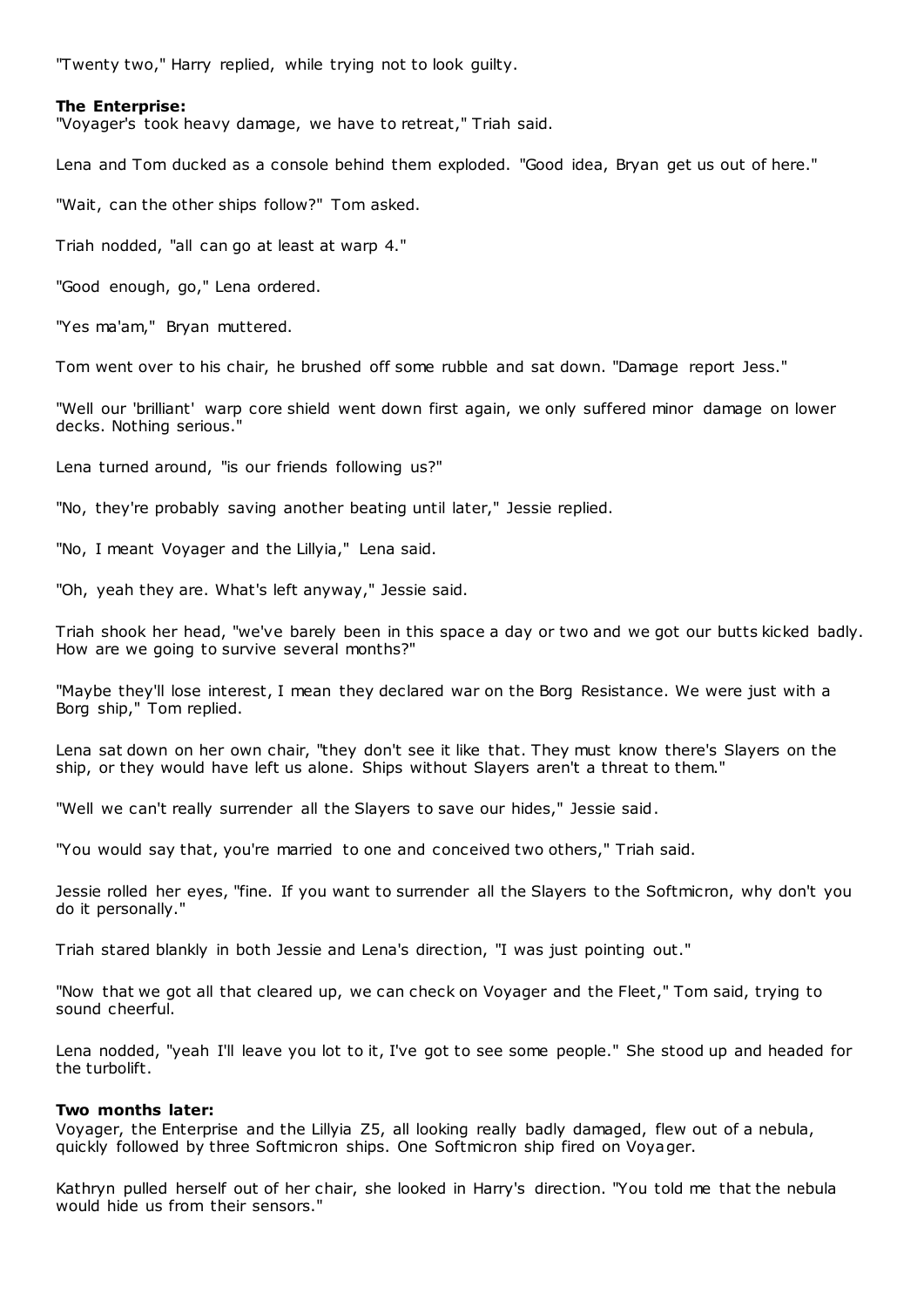"Twenty two," Harry replied, while trying not to look guilty.

**The Enterprise:**
"Voyager's took heavy damage, we have to retreat," Triah said.

Lena and Tom ducked as a console behind them exploded. "Good idea, Bryan get us out of here."

"Wait, can the other ships follow?" Tom asked.

Triah nodded, "all can go at least at warp 4."

"Good enough, go," Lena ordered.

"Yes ma'am," Bryan muttered.

Tom went over to his chair, he brushed off some rubble and sat down. "Damage report Jess."

"Well our 'brilliant' warp core shield went down first again, we only suffered minor damage on lower decks. Nothing serious."

Lena turned around, "is our friends following us?"

"No, they're probably saving another beating until later," Jessie replied.

"No, I meant Voyager and the Lillyia," Lena said.

"Oh, yeah they are. What's left anyway," Jessie said.

Triah shook her head, "we've barely been in this space a day or two and we got our butts kicked badly. How are we going to survive several months?"

"Maybe they'll lose interest, I mean they declared war on the Borg Resistance. We were just with a Borg ship," Tom replied.

Lena sat down on her own chair, "they don't see it like that. They must know there's Slayers on the ship, or they would have left us alone. Ships without Slayers aren't a threat to them."

"Well we can't really surrender all the Slayers to save our hides," Jessie said.

"You would say that, you're married to one and conceived two others," Triah said.

Jessie rolled her eyes, "fine. If you want to surrender all the Slayers to the Softmicron, why don't you do it personally."

Triah stared blankly in both Jessie and Lena's direction, "I was just pointing out."

"Now that we got all that cleared up, we can check on Voyager and the Fleet," Tom said, trying to sound cheerful.

Lena nodded, "yeah I'll leave you lot to it, I've got to see some people." She stood up and headed for the turbolift.

**Two months later:**
Voyager, the Enterprise and the Lillyia Z5, all looking really badly damaged, flew out of a nebula, quickly followed by three Softmicron ships. One Softmicron ship fired on Voyager.

Kathryn pulled herself out of her chair, she looked in Harry's direction. "You told me that the nebula would hide us from their sensors."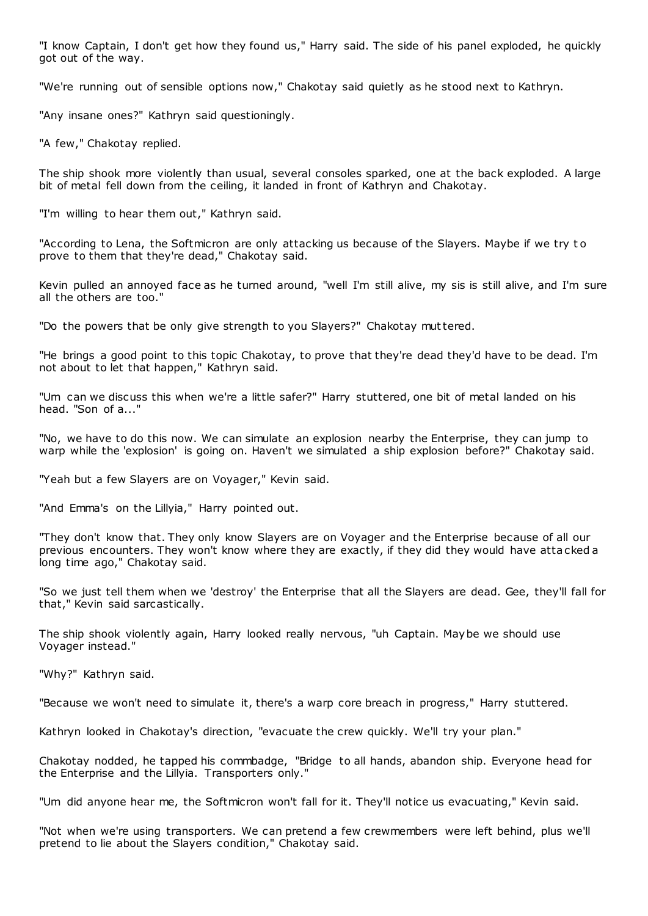"I know Captain, I don't get how they found us," Harry said. The side of his panel exploded, he quickly got out of the way.

"We're running out of sensible options now," Chakotay said quietly as he stood next to Kathryn.

"Any insane ones?" Kathryn said questioningly.

"A few," Chakotay replied.

The ship shook more violently than usual, several consoles sparked, one at the back exploded. A large bit of metal fell down from the ceiling, it landed in front of Kathryn and Chakotay.

"I'm willing to hear them out," Kathryn said.

"According to Lena, the Softmicron are only attacking us because of the Slayers. Maybe if we try to prove to them that they're dead," Chakotay said.

Kevin pulled an annoyed face as he turned around, "well I'm still alive, my sis is still alive, and I'm sure all the others are too."

"Do the powers that be only give strength to you Slayers?" Chakotay muttered.

"He brings a good point to this topic Chakotay, to prove that they're dead they'd have to be dead. I'm not about to let that happen," Kathryn said.

"Um can we discuss this when we're a little safer?" Harry stuttered, one bit of metal landed on his head. "Son of a..."

"No, we have to do this now. We can simulate an explosion nearby the Enterprise, they can jump to warp while the 'explosion' is going on. Haven't we simulated a ship explosion before?" Chakotay said.

"Yeah but a few Slayers are on Voyager," Kevin said.

"And Emma's on the Lillyia," Harry pointed out.

"They don't know that. They only know Slayers are on Voyager and the Enterprise because of all our previous encounters. They won't know where they are exactly, if they did they would have attacked a long time ago," Chakotay said.

"So we just tell them when we 'destroy' the Enterprise that all the Slayers are dead. Gee, they'll fall for that," Kevin said sarcastically.

The ship shook violently again, Harry looked really nervous, "uh Captain. Maybe we should use Voyager instead."

"Why?" Kathryn said.

"Because we won't need to simulate it, there's a warp core breach in progress," Harry stuttered.

Kathryn looked in Chakotay's direction, "evacuate the crew quickly. We'll try your plan."

Chakotay nodded, he tapped his commbadge, "Bridge to all hands, abandon ship. Everyone head for the Enterprise and the Lillyia. Transporters only."

"Um did anyone hear me, the Softmicron won't fall for it. They'll notice us evacuating," Kevin said.

"Not when we're using transporters. We can pretend a few crewmembers were left behind, plus we'll pretend to lie about the Slayers condition," Chakotay said.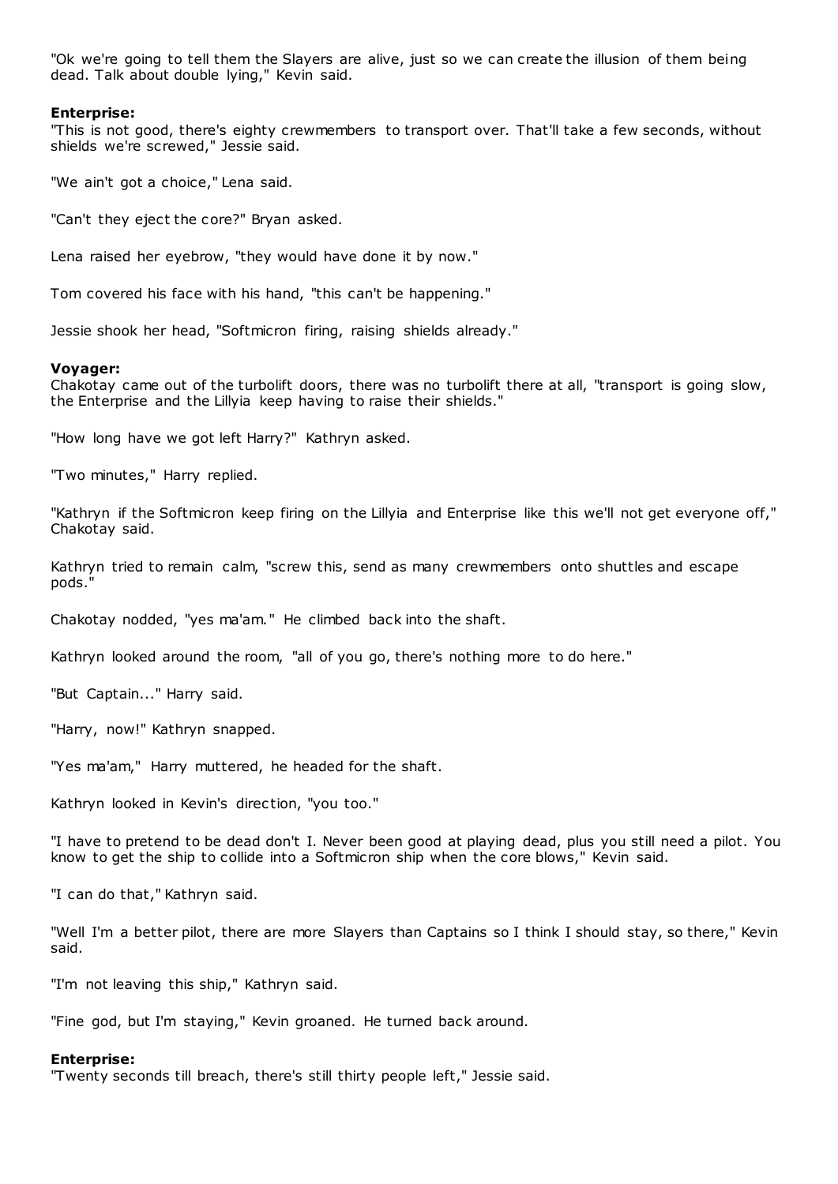"Ok we're going to tell them the Slayers are alive, just so we can create the illusion of them being dead. Talk about double lying," Kevin said.

**Enterprise:**

"This is not good, there's eighty crewmembers to transport over. That'll take a few seconds, without shields we're screwed," Jessie said.

"We ain't got a choice," Lena said.

"Can't they eject the core?" Bryan asked.

Lena raised her eyebrow, "they would have done it by now."

Tom covered his face with his hand, "this can't be happening."

Jessie shook her head, "Softmicron firing, raising shields already."

**Voyager:**

Chakotay came out of the turbolift doors, there was no turbolift there at all, "transport is going slow, the Enterprise and the Lillyia keep having to raise their shields."

"How long have we got left Harry?" Kathryn asked.

"Two minutes," Harry replied.

"Kathryn if the Softmicron keep firing on the Lillyia and Enterprise like this we'll not get everyone off," Chakotay said.

Kathryn tried to remain calm, "screw this, send as many crewmembers onto shuttles and escape pods."

Chakotay nodded, "yes ma'am." He climbed back into the shaft.

Kathryn looked around the room, "all of you go, there's nothing more to do here."

"But Captain..." Harry said.

"Harry, now!" Kathryn snapped.

"Yes ma'am," Harry muttered, he headed for the shaft.

Kathryn looked in Kevin's direction, "you too."

"I have to pretend to be dead don't I. Never been good at playing dead, plus you still need a pilot. You know to get the ship to collide into a Softmicron ship when the core blows," Kevin said.

"I can do that," Kathryn said.

"Well I'm a better pilot, there are more Slayers than Captains so I think I should stay, so there," Kevin said.

"I'm not leaving this ship," Kathryn said.

"Fine god, but I'm staying," Kevin groaned. He turned back around.

**Enterprise:**

"Twenty seconds till breach, there's still thirty people left," Jessie said.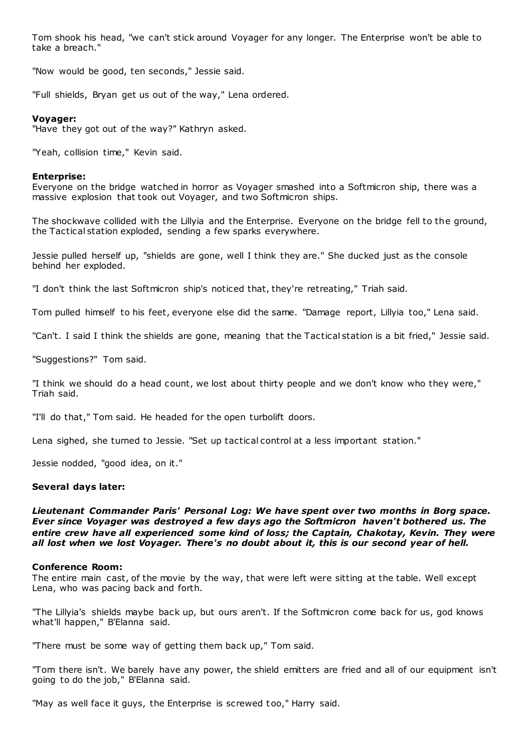Tom shook his head, "we can't stick around Voyager for any longer. The Enterprise won't be able to take a breach."

"Now would be good, ten seconds," Jessie said.

"Full shields, Bryan get us out of the way," Lena ordered.

**Voyager:**
"Have they got out of the way?" Kathryn asked.

"Yeah, collision time," Kevin said.

**Enterprise:**
Everyone on the bridge watched in horror as Voyager smashed into a Softmicron ship, there was a massive explosion that took out Voyager, and two Softmicron ships.

The shockwave collided with the Lillyia and the Enterprise. Everyone on the bridge fell to the ground, the Tactical station exploded, sending a few sparks everywhere.

Jessie pulled herself up, "shields are gone, well I think they are." She ducked just as the console behind her exploded.

"I don't think the last Softmicron ship's noticed that, they're retreating," Triah said.

Tom pulled himself to his feet, everyone else did the same. "Damage report, Lillyia too," Lena said.

"Can't. I said I think the shields are gone, meaning that the Tactical station is a bit fried," Jessie said.

"Suggestions?" Tom said.

"I think we should do a head count, we lost about thirty people and we don't know who they were," Triah said.

"I'll do that," Tom said. He headed for the open turbolift doors.

Lena sighed, she turned to Jessie. "Set up tactical control at a less important station."

Jessie nodded, "good idea, on it."

**Several days later:**

***Lieutenant Commander Paris' Personal Log: We have spent over two months in Borg space. Ever since Voyager was destroyed a few days ago the Softmicron haven't bothered us. The entire crew have all experienced some kind of loss; the Captain, Chakotay, Kevin. They were all lost when we lost Voyager. There's no doubt about it, this is our second year of hell.***

**Conference Room:**
The entire main cast, of the movie by the way, that were left were sitting at the table. Well except Lena, who was pacing back and forth.

"The Lillyia's shields maybe back up, but ours aren't. If the Softmicron come back for us, god knows what'll happen," B'Elanna said.

"There must be some way of getting them back up," Tom said.

"Tom there isn't. We barely have any power, the shield emitters are fried and all of our equipment isn't going to do the job," B'Elanna said.

"May as well face it guys, the Enterprise is screwed too," Harry said.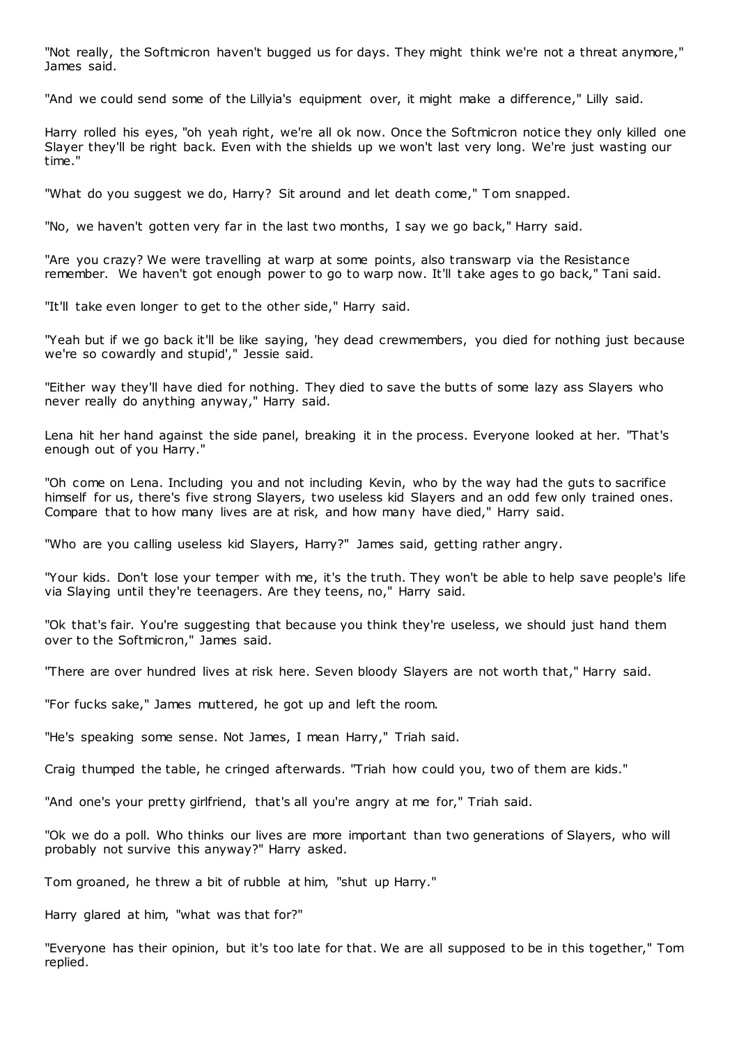"Not really, the Softmicron haven't bugged us for days. They might think we're not a threat anymore," James said.

"And we could send some of the Lillyia's equipment over, it might make a difference," Lilly said.

Harry rolled his eyes, "oh yeah right, we're all ok now. Once the Softmicron notice they only killed one Slayer they'll be right back. Even with the shields up we won't last very long. We're just wasting our time."

"What do you suggest we do, Harry? Sit around and let death come," Tom snapped.

"No, we haven't gotten very far in the last two months, I say we go back," Harry said.

"Are you crazy? We were travelling at warp at some points, also transwarp via the Resistance remember. We haven't got enough power to go to warp now. It'll take ages to go back," Tani said.

"It'll take even longer to get to the other side," Harry said.

"Yeah but if we go back it'll be like saying, 'hey dead crewmembers, you died for nothing just because we're so cowardly and stupid'," Jessie said.

"Either way they'll have died for nothing. They died to save the butts of some lazy ass Slayers who never really do anything anyway," Harry said.

Lena hit her hand against the side panel, breaking it in the process. Everyone looked at her. "That's enough out of you Harry."

"Oh come on Lena. Including you and not including Kevin, who by the way had the guts to sacrifice himself for us, there's five strong Slayers, two useless kid Slayers and an odd few only trained ones. Compare that to how many lives are at risk, and how many have died," Harry said.

"Who are you calling useless kid Slayers, Harry?" James said, getting rather angry.

"Your kids. Don't lose your temper with me, it's the truth. They won't be able to help save people's life via Slaying until they're teenagers. Are they teens, no," Harry said.

"Ok that's fair. You're suggesting that because you think they're useless, we should just hand them over to the Softmicron," James said.

"There are over hundred lives at risk here. Seven bloody Slayers are not worth that," Harry said.

"For fucks sake," James muttered, he got up and left the room.

"He's speaking some sense. Not James, I mean Harry," Triah said.

Craig thumped the table, he cringed afterwards. "Triah how could you, two of them are kids."

"And one's your pretty girlfriend, that's all you're angry at me for," Triah said.

"Ok we do a poll. Who thinks our lives are more important than two generations of Slayers, who will probably not survive this anyway?" Harry asked.

Tom groaned, he threw a bit of rubble at him, "shut up Harry."

Harry glared at him, "what was that for?"

"Everyone has their opinion, but it's too late for that. We are all supposed to be in this together," Tom replied.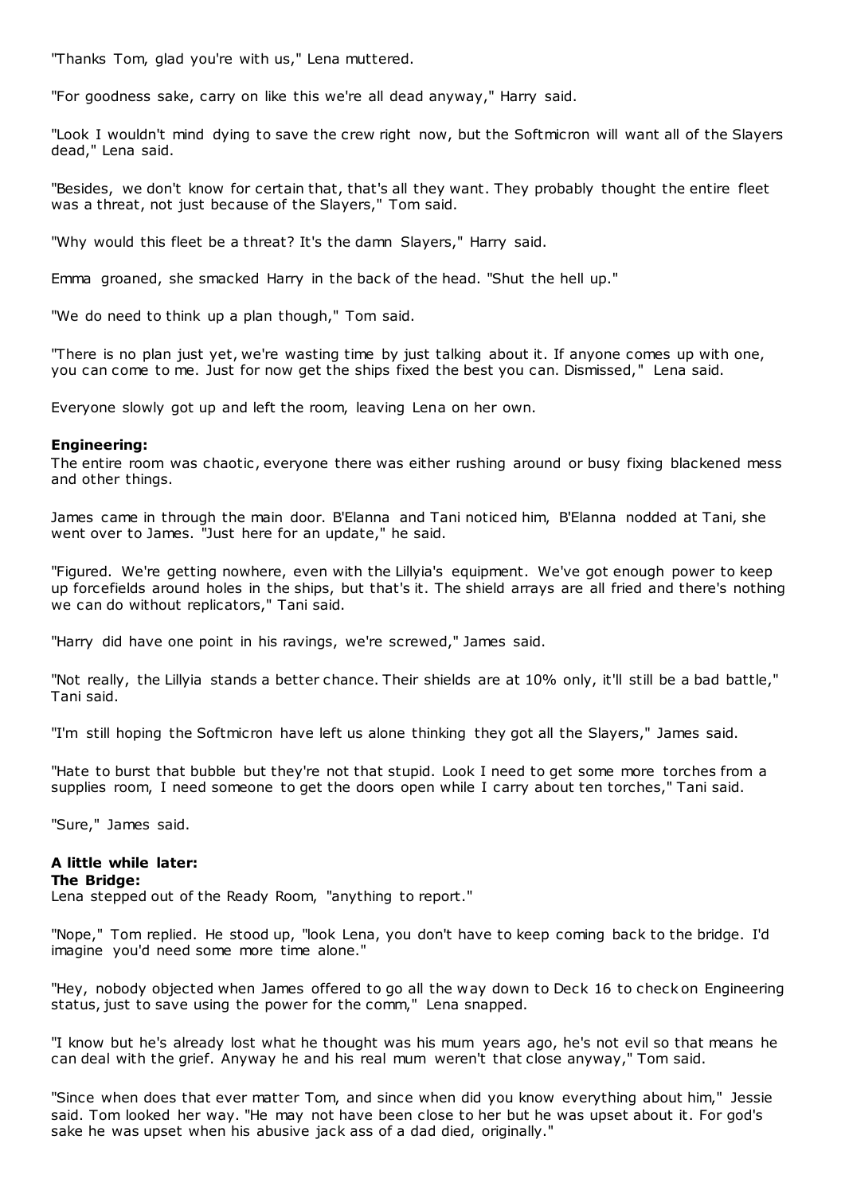"Thanks Tom, glad you're with us," Lena muttered.

"For goodness sake, carry on like this we're all dead anyway," Harry said.

"Look I wouldn't mind dying to save the crew right now, but the Softmicron will want all of the Slayers dead," Lena said.

"Besides, we don't know for certain that, that's all they want. They probably thought the entire fleet was a threat, not just because of the Slayers," Tom said.

"Why would this fleet be a threat? It's the damn Slayers," Harry said.

Emma groaned, she smacked Harry in the back of the head. "Shut the hell up."

"We do need to think up a plan though," Tom said.

"There is no plan just yet, we're wasting time by just talking about it. If anyone comes up with one, you can come to me. Just for now get the ships fixed the best you can. Dismissed," Lena said.

Everyone slowly got up and left the room, leaving Lena on her own.

**Engineering:**
The entire room was chaotic, everyone there was either rushing around or busy fixing blackened mess and other things.

James came in through the main door. B'Elanna and Tani noticed him, B'Elanna nodded at Tani, she went over to James. "Just here for an update," he said.

"Figured. We're getting nowhere, even with the Lillyia's equipment. We've got enough power to keep up forcefields around holes in the ships, but that's it. The shield arrays are all fried and there's nothing we can do without replicators," Tani said.

"Harry did have one point in his ravings, we're screwed," James said.

"Not really, the Lillyia stands a better chance. Their shields are at 10% only, it'll still be a bad battle," Tani said.

"I'm still hoping the Softmicron have left us alone thinking they got all the Slayers," James said.

"Hate to burst that bubble but they're not that stupid. Look I need to get some more torches from a supplies room, I need someone to get the doors open while I carry about ten torches," Tani said.

"Sure," James said.

**A little while later:**
**The Bridge:**
Lena stepped out of the Ready Room, "anything to report."

"Nope," Tom replied. He stood up, "look Lena, you don't have to keep coming back to the bridge. I'd imagine you'd need some more time alone."

"Hey, nobody objected when James offered to go all the way down to Deck 16 to check on Engineering status, just to save using the power for the comm," Lena snapped.

"I know but he's already lost what he thought was his mum years ago, he's not evil so that means he can deal with the grief. Anyway he and his real mum weren't that close anyway," Tom said.

"Since when does that ever matter Tom, and since when did you know everything about him," Jessie said. Tom looked her way. "He may not have been close to her but he was upset about it. For god's sake he was upset when his abusive jack ass of a dad died, originally."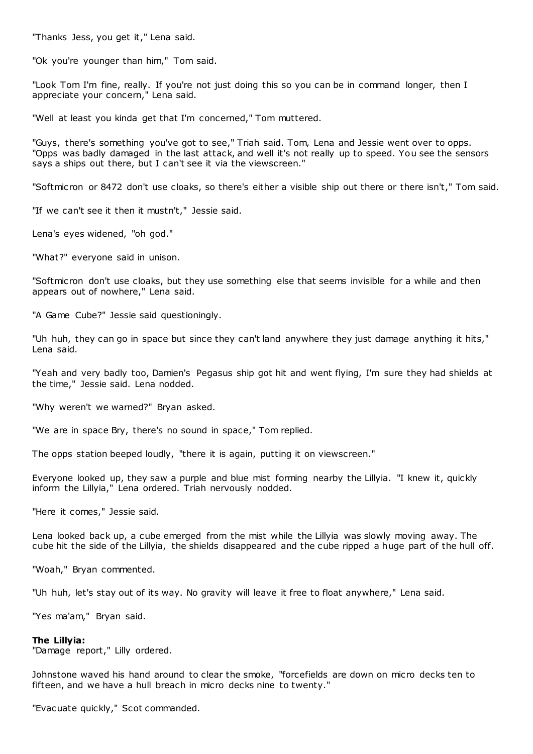"Thanks Jess, you get it," Lena said.

"Ok you're younger than him," Tom said.

"Look Tom I'm fine, really. If you're not just doing this so you can be in command longer, then I appreciate your concern," Lena said.

"Well at least you kinda get that I'm concerned," Tom muttered.

"Guys, there's something you've got to see," Triah said. Tom, Lena and Jessie went over to opps. "Opps was badly damaged in the last attack, and well it's not really up to speed. You see the sensors says a ships out there, but I can't see it via the viewscreen."

"Softmicron or 8472 don't use cloaks, so there's either a visible ship out there or there isn't," Tom said.

"If we can't see it then it mustn't," Jessie said.

Lena's eyes widened, "oh god."

"What?" everyone said in unison.

"Softmicron don't use cloaks, but they use something else that seems invisible for a while and then appears out of nowhere," Lena said.

"A Game Cube?" Jessie said questioningly.

"Uh huh, they can go in space but since they can't land anywhere they just damage anything it hits," Lena said.

"Yeah and very badly too, Damien's Pegasus ship got hit and went flying, I'm sure they had shields at the time," Jessie said. Lena nodded.

"Why weren't we warned?" Bryan asked.

"We are in space Bry, there's no sound in space," Tom replied.

The opps station beeped loudly, "there it is again, putting it on viewscreen."

Everyone looked up, they saw a purple and blue mist forming nearby the Lillyia. "I knew it, quickly inform the Lillyia," Lena ordered. Triah nervously nodded.

"Here it comes," Jessie said.

Lena looked back up, a cube emerged from the mist while the Lillyia was slowly moving away. The cube hit the side of the Lillyia, the shields disappeared and the cube ripped a huge part of the hull off.

"Woah," Bryan commented.

"Uh huh, let's stay out of its way. No gravity will leave it free to float anywhere," Lena said.

"Yes ma'am," Bryan said.

**The Lillyia:**
"Damage report," Lilly ordered.

Johnstone waved his hand around to clear the smoke, "forcefields are down on micro decks ten to fifteen, and we have a hull breach in micro decks nine to twenty."

"Evacuate quickly," Scot commanded.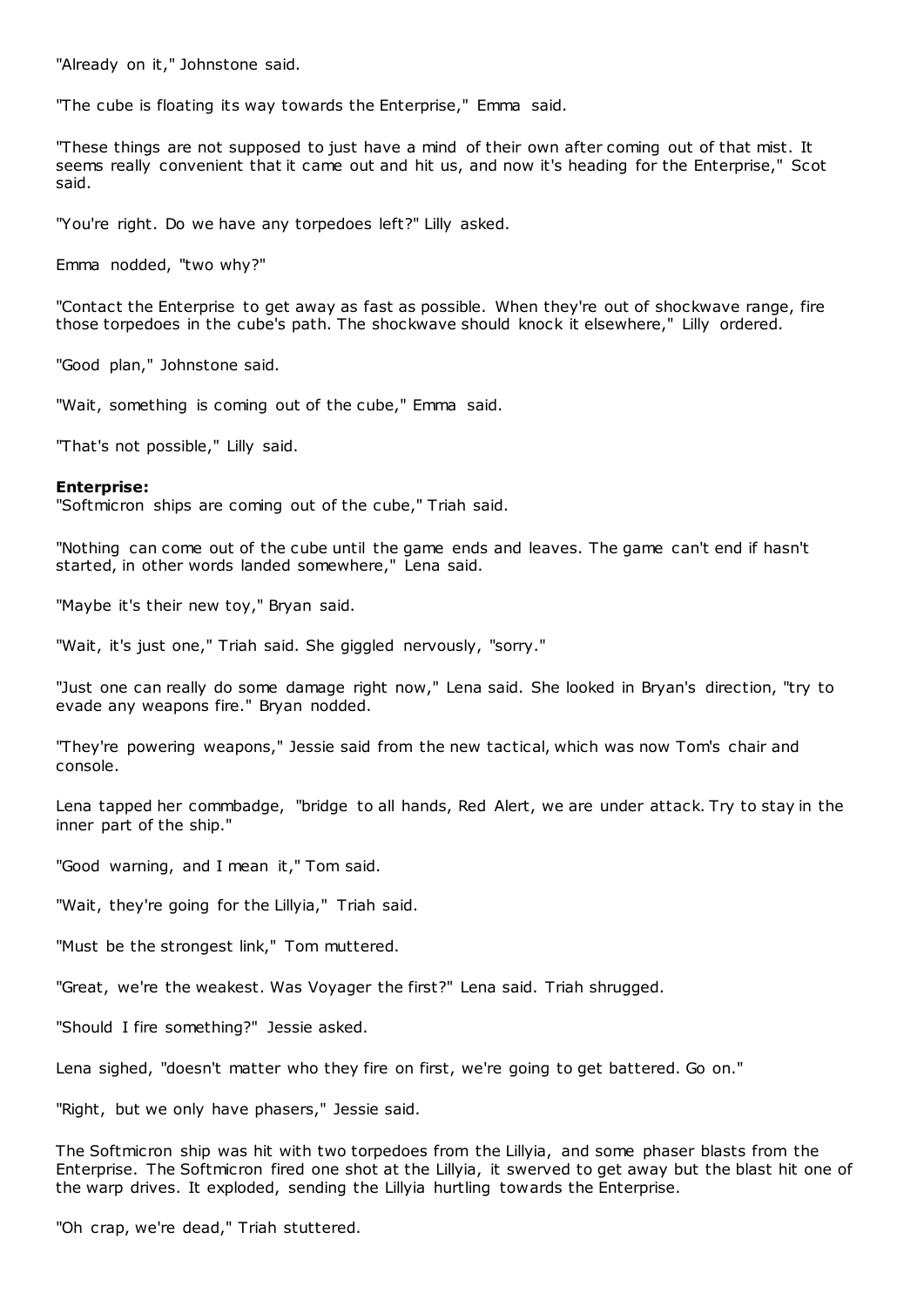"Already on it," Johnstone said.

"The cube is floating its way towards the Enterprise," Emma said.

"These things are not supposed to just have a mind of their own after coming out of that mist. It seems really convenient that it came out and hit us, and now it's heading for the Enterprise," Scot said.

"You're right. Do we have any torpedoes left?" Lilly asked.

Emma nodded, "two why?"

"Contact the Enterprise to get away as fast as possible. When they're out of shockwave range, fire those torpedoes in the cube's path. The shockwave should knock it elsewhere," Lilly ordered.

"Good plan," Johnstone said.

"Wait, something is coming out of the cube," Emma said.

"That's not possible," Lilly said.

**Enterprise:**
"Softmicron ships are coming out of the cube," Triah said.

"Nothing can come out of the cube until the game ends and leaves. The game can't end if hasn't started, in other words landed somewhere," Lena said.

"Maybe it's their new toy," Bryan said.

"Wait, it's just one," Triah said. She giggled nervously, "sorry."

"Just one can really do some damage right now," Lena said. She looked in Bryan's direction, "try to evade any weapons fire." Bryan nodded.

"They're powering weapons," Jessie said from the new tactical, which was now Tom's chair and console.

Lena tapped her commbadge, "bridge to all hands, Red Alert, we are under attack. Try to stay in the inner part of the ship."

"Good warning, and I mean it," Tom said.

"Wait, they're going for the Lillyia," Triah said.

"Must be the strongest link," Tom muttered.

"Great, we're the weakest. Was Voyager the first?" Lena said. Triah shrugged.

"Should I fire something?" Jessie asked.

Lena sighed, "doesn't matter who they fire on first, we're going to get battered. Go on."

"Right, but we only have phasers," Jessie said.

The Softmicron ship was hit with two torpedoes from the Lillyia, and some phaser blasts from the Enterprise. The Softmicron fired one shot at the Lillyia, it swerved to get away but the blast hit one of the warp drives. It exploded, sending the Lillyia hurtling towards the Enterprise.

"Oh crap, we're dead," Triah stuttered.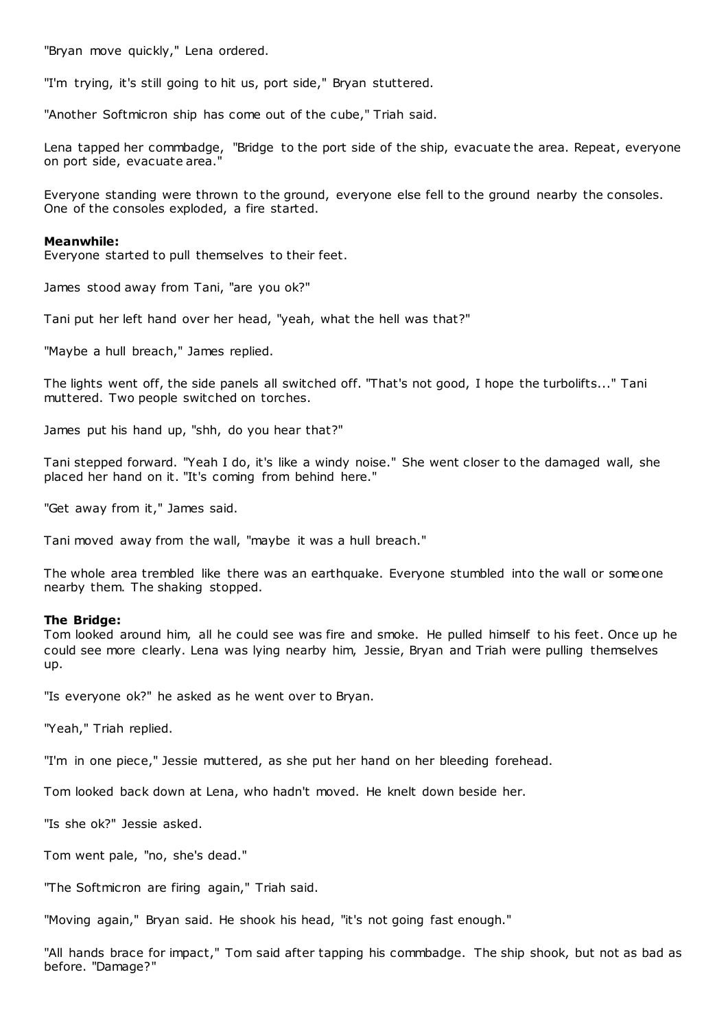"Bryan move quickly," Lena ordered.

"I'm trying, it's still going to hit us, port side," Bryan stuttered.

"Another Softmicron ship has come out of the cube," Triah said.

Lena tapped her commbadge, "Bridge to the port side of the ship, evacuate the area. Repeat, everyone on port side, evacuate area."

Everyone standing were thrown to the ground, everyone else fell to the ground nearby the consoles. One of the consoles exploded, a fire started.

**Meanwhile:**
Everyone started to pull themselves to their feet.

James stood away from Tani, "are you ok?"

Tani put her left hand over her head, "yeah, what the hell was that?"

"Maybe a hull breach," James replied.

The lights went off, the side panels all switched off. "That's not good, I hope the turbolifts..." Tani muttered. Two people switched on torches.

James put his hand up, "shh, do you hear that?"

Tani stepped forward. "Yeah I do, it's like a windy noise." She went closer to the damaged wall, she placed her hand on it. "It's coming from behind here."

"Get away from it," James said.

Tani moved away from the wall, "maybe it was a hull breach."

The whole area trembled like there was an earthquake. Everyone stumbled into the wall or someone nearby them. The shaking stopped.

**The Bridge:**
Tom looked around him, all he could see was fire and smoke. He pulled himself to his feet. Once up he could see more clearly. Lena was lying nearby him, Jessie, Bryan and Triah were pulling themselves up.

"Is everyone ok?" he asked as he went over to Bryan.

"Yeah," Triah replied.

"I'm in one piece," Jessie muttered, as she put her hand on her bleeding forehead.

Tom looked back down at Lena, who hadn't moved. He knelt down beside her.

"Is she ok?" Jessie asked.

Tom went pale, "no, she's dead."

"The Softmicron are firing again," Triah said.

"Moving again," Bryan said. He shook his head, "it's not going fast enough."

"All hands brace for impact," Tom said after tapping his commbadge. The ship shook, but not as bad as before. "Damage?"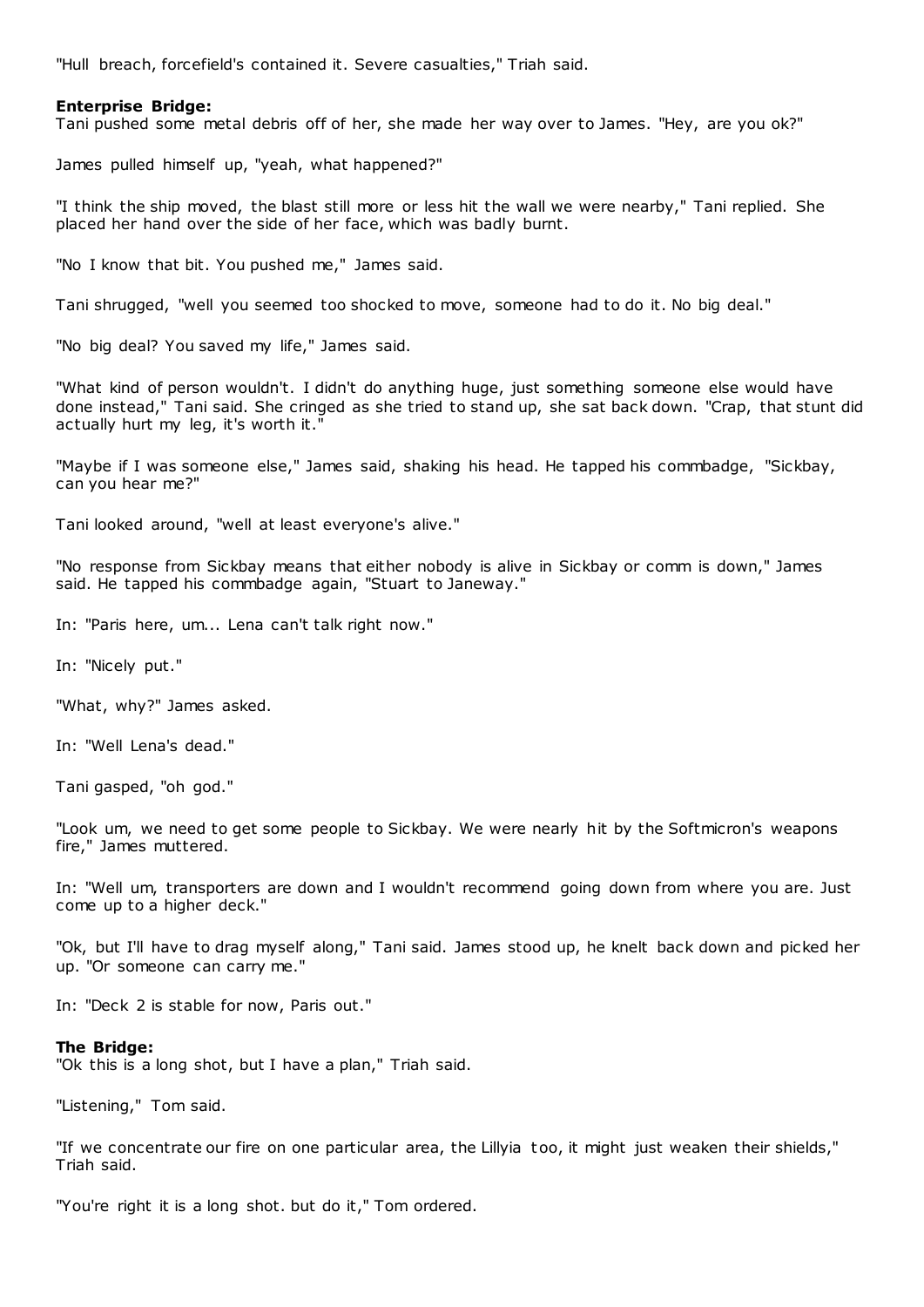"Hull breach, forcefield's contained it. Severe casualties," Triah said.

**Enterprise Bridge:**
Tani pushed some metal debris off of her, she made her way over to James. "Hey, are you ok?"

James pulled himself up, "yeah, what happened?"

"I think the ship moved, the blast still more or less hit the wall we were nearby," Tani replied. She placed her hand over the side of her face, which was badly burnt.

"No I know that bit. You pushed me," James said.

Tani shrugged, "well you seemed too shocked to move, someone had to do it. No big deal."

"No big deal? You saved my life," James said.

"What kind of person wouldn't. I didn't do anything huge, just something someone else would have done instead," Tani said. She cringed as she tried to stand up, she sat back down. "Crap, that stunt did actually hurt my leg, it's worth it."

"Maybe if I was someone else," James said, shaking his head. He tapped his commbadge, "Sickbay, can you hear me?"

Tani looked around, "well at least everyone's alive."

"No response from Sickbay means that either nobody is alive in Sickbay or comm is down," James said. He tapped his commbadge again, "Stuart to Janeway."

In: "Paris here, um... Lena can't talk right now."

In: "Nicely put."

"What, why?" James asked.

In: "Well Lena's dead."

Tani gasped, "oh god."

"Look um, we need to get some people to Sickbay. We were nearly hit by the Softmicron's weapons fire," James muttered.

In: "Well um, transporters are down and I wouldn't recommend going down from where you are. Just come up to a higher deck."

"Ok, but I'll have to drag myself along," Tani said. James stood up, he knelt back down and picked her up. "Or someone can carry me."

In: "Deck 2 is stable for now, Paris out."

**The Bridge:**
"Ok this is a long shot, but I have a plan," Triah said.

"Listening," Tom said.

"If we concentrate our fire on one particular area, the Lillyia too, it might just weaken their shields," Triah said.

"You're right it is a long shot. but do it," Tom ordered.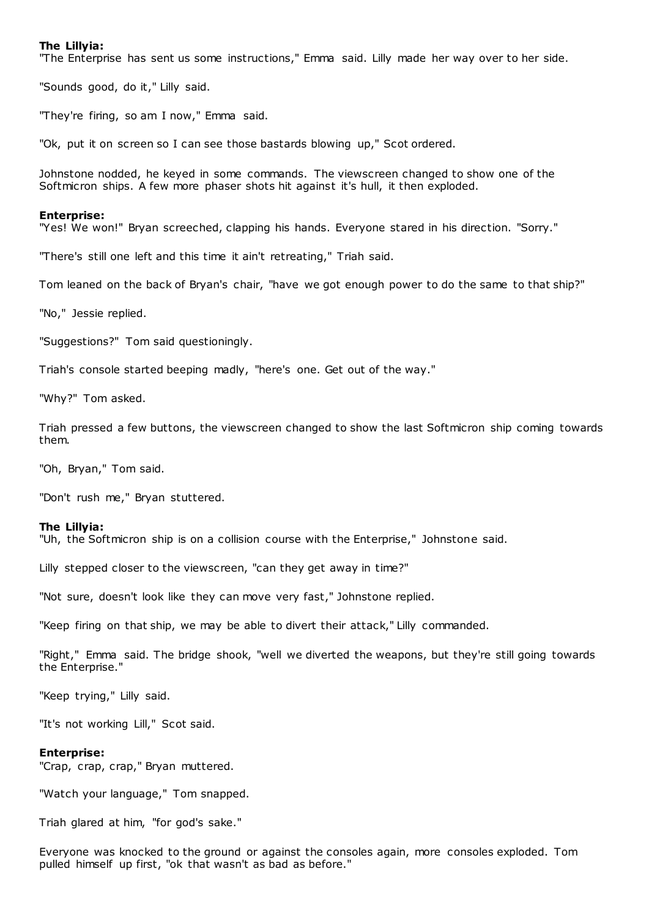**The Lillyia:**
"The Enterprise has sent us some instructions," Emma said. Lilly made her way over to her side.

"Sounds good, do it," Lilly said.

"They're firing, so am I now," Emma said.

"Ok, put it on screen so I can see those bastards blowing up," Scot ordered.

Johnstone nodded, he keyed in some commands. The viewscreen changed to show one of the Softmicron ships. A few more phaser shots hit against it's hull, it then exploded.

**Enterprise:**
"Yes! We won!" Bryan screeched, clapping his hands. Everyone stared in his direction. "Sorry."

"There's still one left and this time it ain't retreating," Triah said.

Tom leaned on the back of Bryan's chair, "have we got enough power to do the same to that ship?"

"No," Jessie replied.

"Suggestions?" Tom said questioningly.

Triah's console started beeping madly, "here's one. Get out of the way."

"Why?" Tom asked.

Triah pressed a few buttons, the viewscreen changed to show the last Softmicron ship coming towards them.

"Oh, Bryan," Tom said.

"Don't rush me," Bryan stuttered.

**The Lillyia:**
"Uh, the Softmicron ship is on a collision course with the Enterprise," Johnstone said.

Lilly stepped closer to the viewscreen, "can they get away in time?"

"Not sure, doesn't look like they can move very fast," Johnstone replied.

"Keep firing on that ship, we may be able to divert their attack," Lilly commanded.

"Right," Emma said. The bridge shook, "well we diverted the weapons, but they're still going towards the Enterprise."

"Keep trying," Lilly said.

"It's not working Lill," Scot said.

**Enterprise:**
"Crap, crap, crap," Bryan muttered.

"Watch your language," Tom snapped.

Triah glared at him, "for god's sake."

Everyone was knocked to the ground or against the consoles again, more consoles exploded. Tom pulled himself up first, "ok that wasn't as bad as before."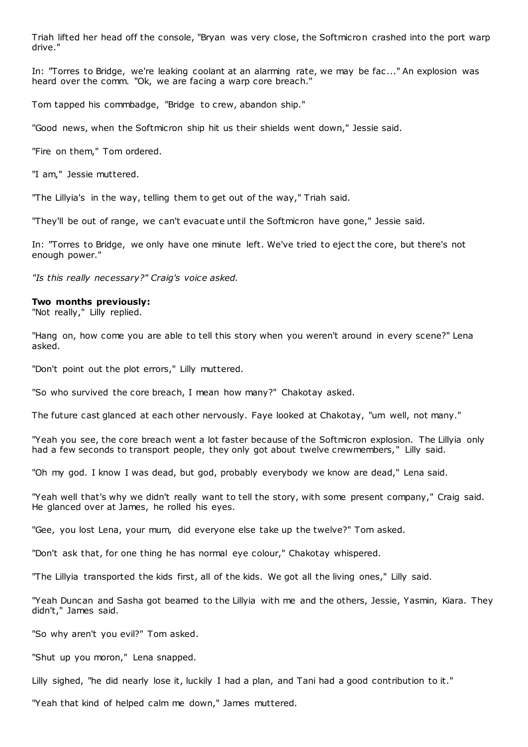Triah lifted her head off the console, "Bryan was very close, the Softmicron crashed into the port warp drive."

In: "Torres to Bridge, we're leaking coolant at an alarming rate, we may be fac..." An explosion was heard over the comm. "Ok, we are facing a warp core breach."

Tom tapped his commbadge, "Bridge to crew, abandon ship."

"Good news, when the Softmicron ship hit us their shields went down," Jessie said.

"Fire on them," Tom ordered.

"I am," Jessie muttered.

"The Lillyia's in the way, telling them to get out of the way," Triah said.

"They'll be out of range, we can't evacuate until the Softmicron have gone," Jessie said.

In: "Torres to Bridge, we only have one minute left. We've tried to eject the core, but there's not enough power."

*"Is this really necessary?" Craig's voice asked.*

**Two months previously:**
"Not really," Lilly replied.

"Hang on, how come you are able to tell this story when you weren't around in every scene?" Lena asked.

"Don't point out the plot errors," Lilly muttered.

"So who survived the core breach, I mean how many?" Chakotay asked.

The future cast glanced at each other nervously. Faye looked at Chakotay, "um well, not many."

"Yeah you see, the core breach went a lot faster because of the Softmicron explosion. The Lillyia only had a few seconds to transport people, they only got about twelve crewmembers," Lilly said.

"Oh my god. I know I was dead, but god, probably everybody we know are dead," Lena said.

"Yeah well that's why we didn't really want to tell the story, with some present company," Craig said. He glanced over at James, he rolled his eyes.

"Gee, you lost Lena, your mum, did everyone else take up the twelve?" Tom asked.

"Don't ask that, for one thing he has normal eye colour," Chakotay whispered.

"The Lillyia transported the kids first, all of the kids. We got all the living ones," Lilly said.

"Yeah Duncan and Sasha got beamed to the Lillyia with me and the others, Jessie, Yasmin, Kiara. They didn't," James said.

"So why aren't you evil?" Tom asked.

"Shut up you moron," Lena snapped.

Lilly sighed, "he did nearly lose it, luckily I had a plan, and Tani had a good contribution to it."

"Yeah that kind of helped calm me down," James muttered.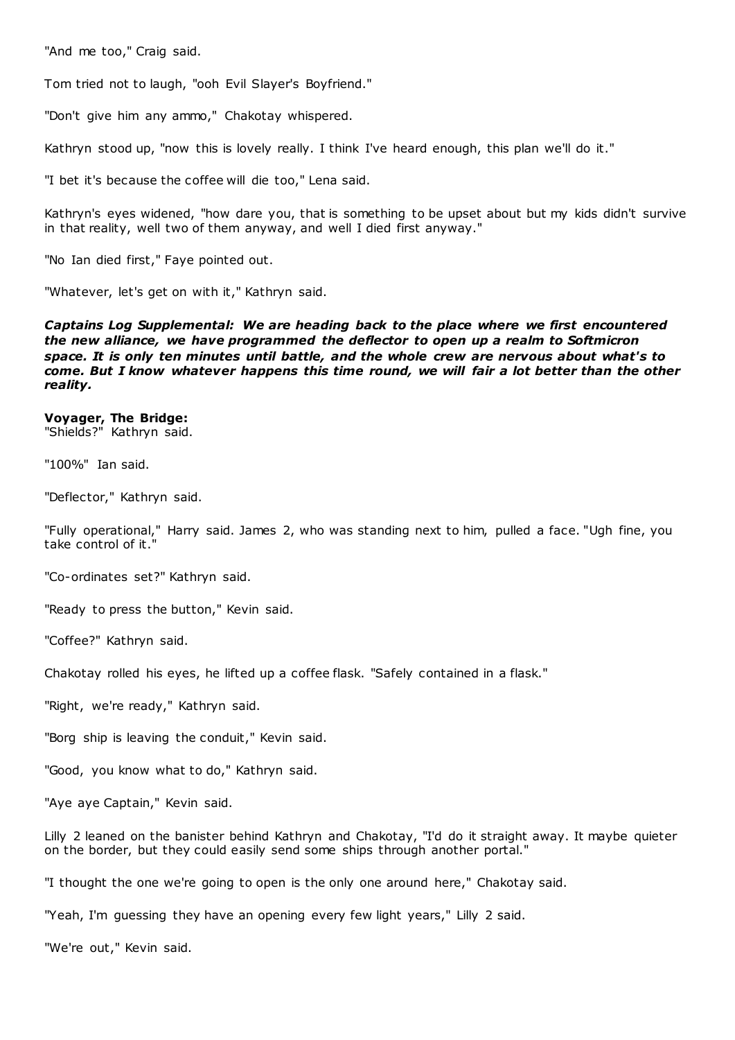"And me too," Craig said.

Tom tried not to laugh, "ooh Evil Slayer's Boyfriend."

"Don't give him any ammo," Chakotay whispered.

Kathryn stood up, "now this is lovely really. I think I've heard enough, this plan we'll do it."

"I bet it's because the coffee will die too," Lena said.

Kathryn's eyes widened, "how dare you, that is something to be upset about but my kids didn't survive in that reality, well two of them anyway, and well I died first anyway."

"No Ian died first," Faye pointed out.

"Whatever, let's get on with it," Kathryn said.

***Captains Log Supplemental: We are heading back to the place where we first encountered the new alliance, we have programmed the deflector to open up a realm to Softmicron space. It is only ten minutes until battle, and the whole crew are nervous about what's to come. But I know whatever happens this time round, we will fair a lot better than the other reality.***

**Voyager, The Bridge:**
"Shields?" Kathryn said.

"100%" Ian said.

"Deflector," Kathryn said.

"Fully operational," Harry said. James 2, who was standing next to him, pulled a face. "Ugh fine, you take control of it."

"Co-ordinates set?" Kathryn said.

"Ready to press the button," Kevin said.

"Coffee?" Kathryn said.

Chakotay rolled his eyes, he lifted up a coffee flask. "Safely contained in a flask."

"Right, we're ready," Kathryn said.

"Borg ship is leaving the conduit," Kevin said.

"Good, you know what to do," Kathryn said.

"Aye aye Captain," Kevin said.

Lilly 2 leaned on the banister behind Kathryn and Chakotay, "I'd do it straight away. It maybe quieter on the border, but they could easily send some ships through another portal."

"I thought the one we're going to open is the only one around here," Chakotay said.

"Yeah, I'm guessing they have an opening every few light years," Lilly 2 said.

"We're out," Kevin said.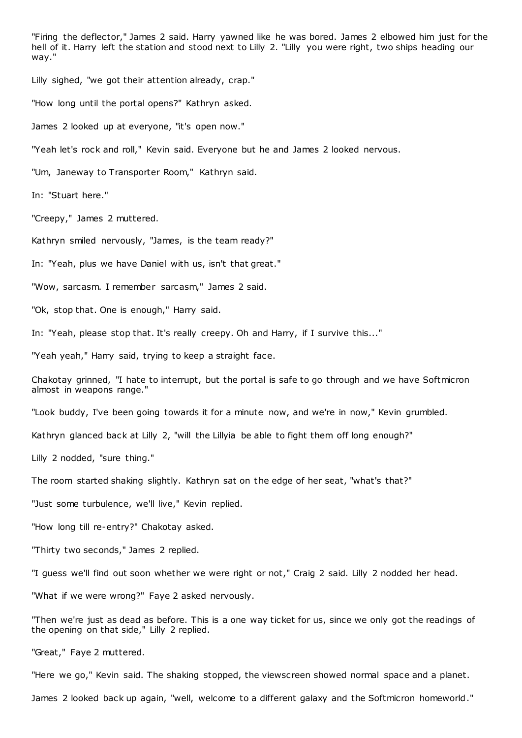"Firing the deflector," James 2 said. Harry yawned like he was bored. James 2 elbowed him just for the hell of it. Harry left the station and stood next to Lilly 2. "Lilly you were right, two ships heading our way."

Lilly sighed, "we got their attention already, crap."

"How long until the portal opens?" Kathryn asked.

James 2 looked up at everyone, "it's open now."

"Yeah let's rock and roll," Kevin said. Everyone but he and James 2 looked nervous.

"Um, Janeway to Transporter Room," Kathryn said.

In: "Stuart here."

"Creepy," James 2 muttered.

Kathryn smiled nervously, "James, is the team ready?"

In: "Yeah, plus we have Daniel with us, isn't that great."

"Wow, sarcasm. I remember sarcasm," James 2 said.

"Ok, stop that. One is enough," Harry said.

In: "Yeah, please stop that. It's really creepy. Oh and Harry, if I survive this..."

"Yeah yeah," Harry said, trying to keep a straight face.

Chakotay grinned, "I hate to interrupt, but the portal is safe to go through and we have Softmicron almost in weapons range."

"Look buddy, I've been going towards it for a minute now, and we're in now," Kevin grumbled.

Kathryn glanced back at Lilly 2, "will the Lillyia be able to fight them off long enough?"

Lilly 2 nodded, "sure thing."

The room started shaking slightly. Kathryn sat on the edge of her seat, "what's that?"

"Just some turbulence, we'll live," Kevin replied.

"How long till re-entry?" Chakotay asked.

"Thirty two seconds," James 2 replied.

"I guess we'll find out soon whether we were right or not," Craig 2 said. Lilly 2 nodded her head.

"What if we were wrong?" Faye 2 asked nervously.

"Then we're just as dead as before. This is a one way ticket for us, since we only got the readings of the opening on that side," Lilly 2 replied.

"Great," Faye 2 muttered.

"Here we go," Kevin said. The shaking stopped, the viewscreen showed normal space and a planet.

James 2 looked back up again, "well, welcome to a different galaxy and the Softmicron homeworld."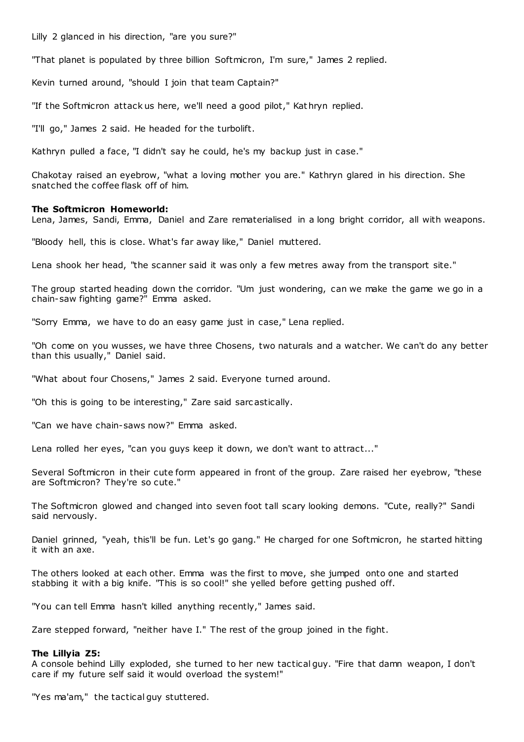Lilly 2 glanced in his direction, "are you sure?"

"That planet is populated by three billion Softmicron, I'm sure," James 2 replied.

Kevin turned around, "should I join that team Captain?"

"If the Softmicron attack us here, we'll need a good pilot," Kathryn replied.

"I'll go," James 2 said. He headed for the turbolift.

Kathryn pulled a face, "I didn't say he could, he's my backup just in case."

Chakotay raised an eyebrow, "what a loving mother you are." Kathryn glared in his direction. She snatched the coffee flask off of him.

**The Softmicron Homeworld:**
Lena, James, Sandi, Emma, Daniel and Zare rematerialised in a long bright corridor, all with weapons.

"Bloody hell, this is close. What's far away like," Daniel muttered.

Lena shook her head, "the scanner said it was only a few metres away from the transport site."

The group started heading down the corridor. "Um just wondering, can we make the game we go in a chain-saw fighting game?" Emma asked.

"Sorry Emma, we have to do an easy game just in case," Lena replied.

"Oh come on you wusses, we have three Chosens, two naturals and a watcher. We can't do any better than this usually," Daniel said.

"What about four Chosens," James 2 said. Everyone turned around.

"Oh this is going to be interesting," Zare said sarcastically.

"Can we have chain-saws now?" Emma asked.

Lena rolled her eyes, "can you guys keep it down, we don't want to attract..."

Several Softmicron in their cute form appeared in front of the group. Zare raised her eyebrow, "these are Softmicron? They're so cute."

The Softmicron glowed and changed into seven foot tall scary looking demons. "Cute, really?" Sandi said nervously.

Daniel grinned, "yeah, this'll be fun. Let's go gang." He charged for one Softmicron, he started hitting it with an axe.

The others looked at each other. Emma was the first to move, she jumped onto one and started stabbing it with a big knife. "This is so cool!" she yelled before getting pushed off.

"You can tell Emma hasn't killed anything recently," James said.

Zare stepped forward, "neither have I." The rest of the group joined in the fight.

**The Lillyia Z5:**
A console behind Lilly exploded, she turned to her new tactical guy. "Fire that damn weapon, I don't care if my future self said it would overload the system!"

"Yes ma'am," the tactical guy stuttered.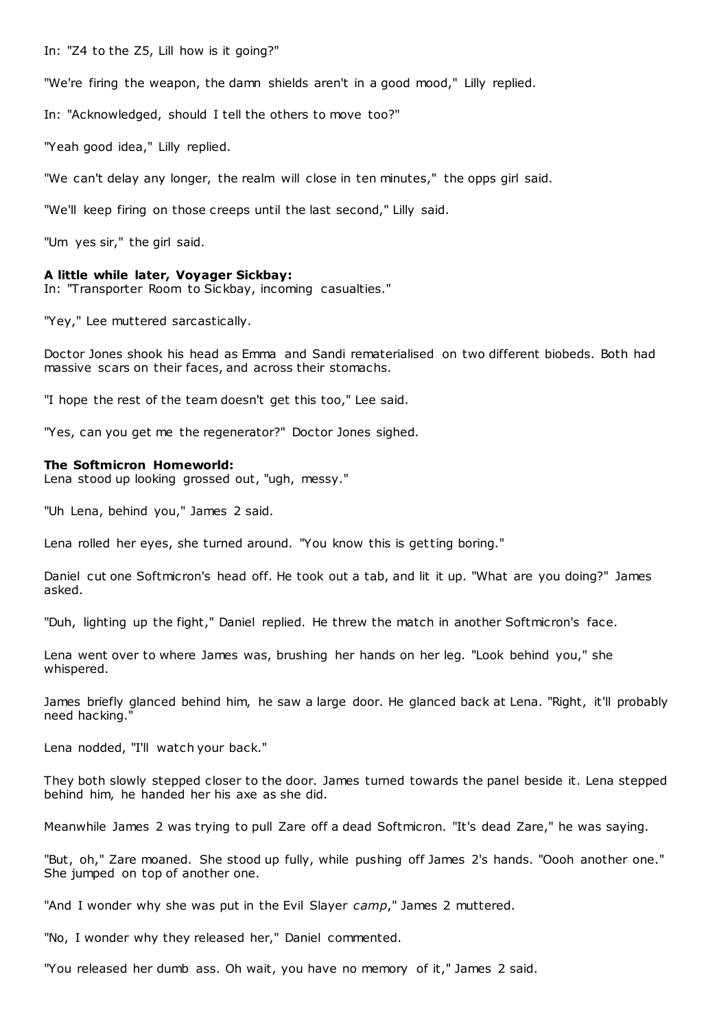In: "Z4 to the Z5, Lill how is it going?"

"We're firing the weapon, the damn shields aren't in a good mood," Lilly replied.

In: "Acknowledged, should I tell the others to move too?"

"Yeah good idea," Lilly replied.

"We can't delay any longer, the realm will close in ten minutes," the opps girl said.

"We'll keep firing on those creeps until the last second," Lilly said.

"Um yes sir," the girl said.

**A little while later, Voyager Sickbay:**
In: "Transporter Room to Sickbay, incoming casualties."

"Yey," Lee muttered sarcastically.

Doctor Jones shook his head as Emma and Sandi rematerialised on two different biobeds. Both had massive scars on their faces, and across their stomachs.

"I hope the rest of the team doesn't get this too," Lee said.

"Yes, can you get me the regenerator?" Doctor Jones sighed.

**The Softmicron Homeworld:**
Lena stood up looking grossed out, "ugh, messy."

"Uh Lena, behind you," James 2 said.

Lena rolled her eyes, she turned around. "You know this is getting boring."

Daniel cut one Softmicron's head off. He took out a tab, and lit it up. "What are you doing?" James asked.

"Duh, lighting up the fight," Daniel replied. He threw the match in another Softmicron's face.

Lena went over to where James was, brushing her hands on her leg. "Look behind you," she whispered.

James briefly glanced behind him, he saw a large door. He glanced back at Lena. "Right, it'll probably need hacking."

Lena nodded, "I'll watch your back."

They both slowly stepped closer to the door. James turned towards the panel beside it. Lena stepped behind him, he handed her his axe as she did.

Meanwhile James 2 was trying to pull Zare off a dead Softmicron. "It's dead Zare," he was saying.

"But, oh," Zare moaned. She stood up fully, while pushing off James 2's hands. "Oooh another one." She jumped on top of another one.

"And I wonder why she was put in the Evil Slayer *camp*," James 2 muttered.

"No, I wonder why they released her," Daniel commented.

"You released her dumb ass. Oh wait, you have no memory of it," James 2 said.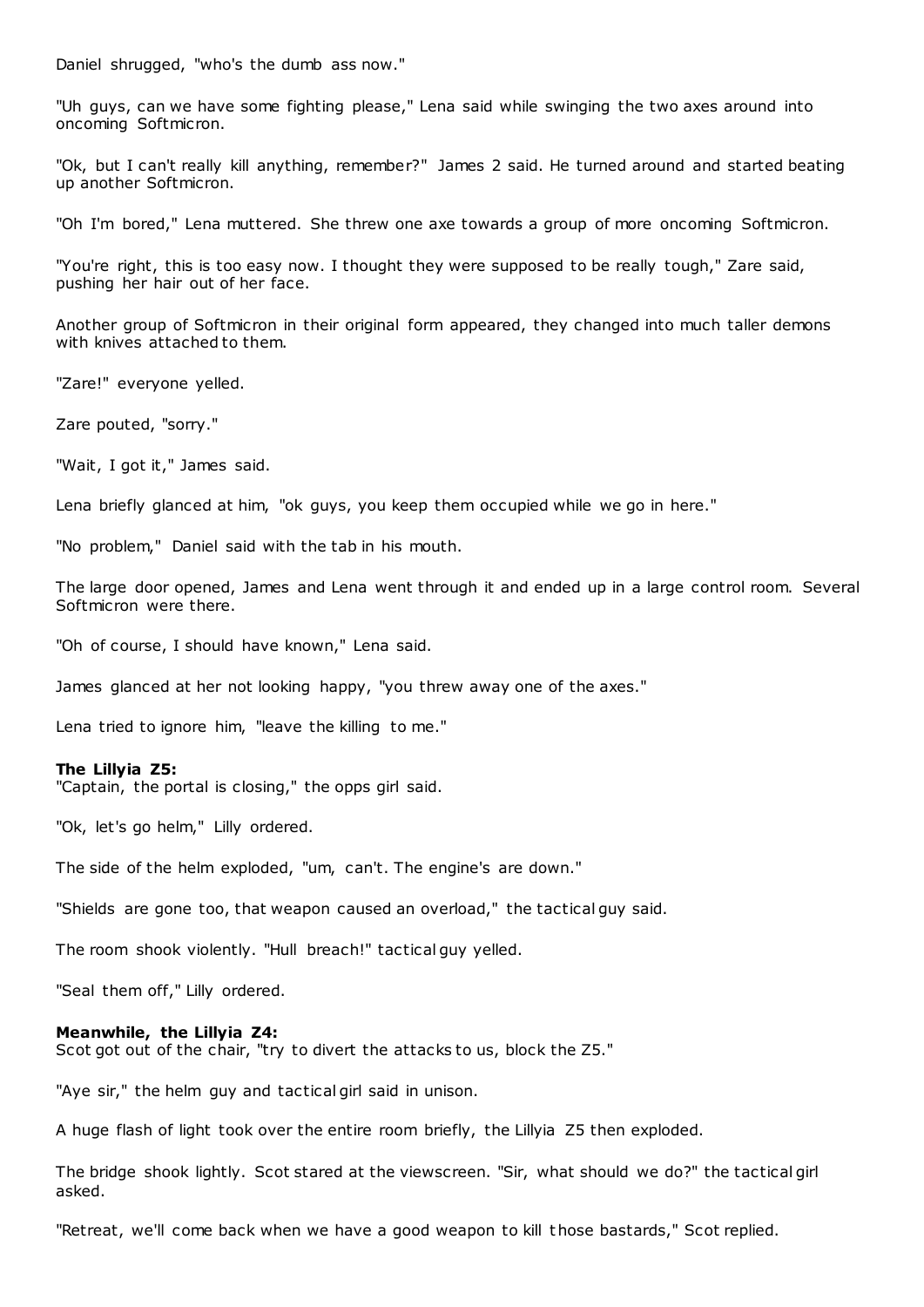Daniel shrugged, "who's the dumb ass now."

"Uh guys, can we have some fighting please," Lena said while swinging the two axes around into oncoming Softmicron.

"Ok, but I can't really kill anything, remember?" James 2 said. He turned around and started beating up another Softmicron.

"Oh I'm bored," Lena muttered. She threw one axe towards a group of more oncoming Softmicron.

"You're right, this is too easy now. I thought they were supposed to be really tough," Zare said, pushing her hair out of her face.

Another group of Softmicron in their original form appeared, they changed into much taller demons with knives attached to them.

"Zare!" everyone yelled.

Zare pouted, "sorry."

"Wait, I got it," James said.

Lena briefly glanced at him, "ok guys, you keep them occupied while we go in here."

"No problem," Daniel said with the tab in his mouth.

The large door opened, James and Lena went through it and ended up in a large control room. Several Softmicron were there.

"Oh of course, I should have known," Lena said.

James glanced at her not looking happy, "you threw away one of the axes."

Lena tried to ignore him, "leave the killing to me."

**The Lillyia Z5:**
"Captain, the portal is closing," the opps girl said.

"Ok, let's go helm," Lilly ordered.

The side of the helm exploded, "um, can't. The engine's are down."

"Shields are gone too, that weapon caused an overload," the tactical guy said.

The room shook violently. "Hull breach!" tactical guy yelled.

"Seal them off," Lilly ordered.

**Meanwhile, the Lillyia Z4:**
Scot got out of the chair, "try to divert the attacks to us, block the Z5."

"Aye sir," the helm guy and tactical girl said in unison.

A huge flash of light took over the entire room briefly, the Lillyia Z5 then exploded.

The bridge shook lightly. Scot stared at the viewscreen. "Sir, what should we do?" the tactical girl asked.

"Retreat, we'll come back when we have a good weapon to kill those bastards," Scot replied.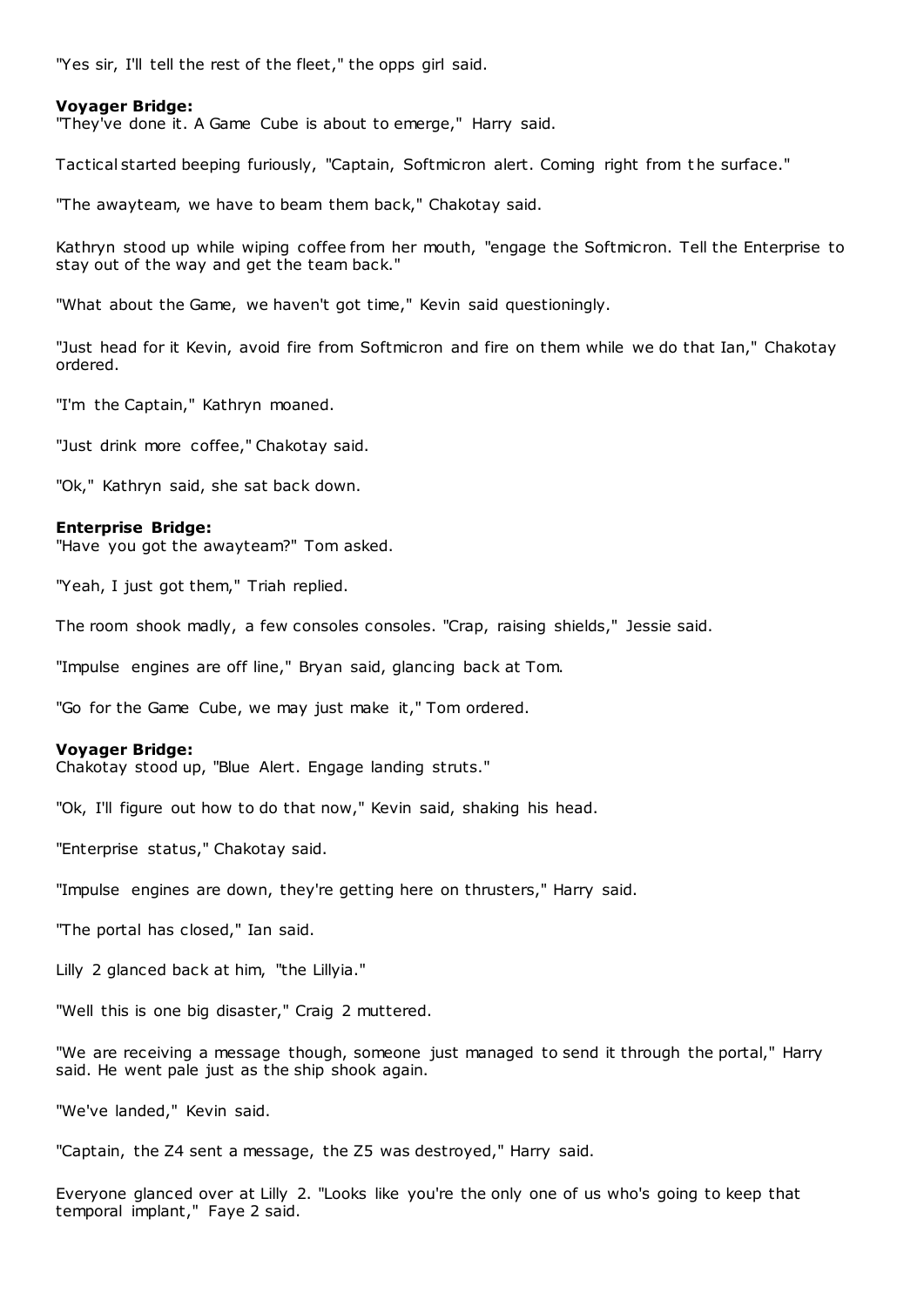"Yes sir, I'll tell the rest of the fleet," the opps girl said.

**Voyager Bridge:**
"They've done it. A Game Cube is about to emerge," Harry said.

Tactical started beeping furiously, "Captain, Softmicron alert. Coming right from the surface."

"The awayteam, we have to beam them back," Chakotay said.

Kathryn stood up while wiping coffee from her mouth, "engage the Softmicron. Tell the Enterprise to stay out of the way and get the team back."

"What about the Game, we haven't got time," Kevin said questioningly.

"Just head for it Kevin, avoid fire from Softmicron and fire on them while we do that Ian," Chakotay ordered.

"I'm the Captain," Kathryn moaned.

"Just drink more coffee," Chakotay said.

"Ok," Kathryn said, she sat back down.

**Enterprise Bridge:**
"Have you got the awayteam?" Tom asked.

"Yeah, I just got them," Triah replied.

The room shook madly, a few consoles consoles. "Crap, raising shields," Jessie said.

"Impulse engines are off line," Bryan said, glancing back at Tom.

"Go for the Game Cube, we may just make it," Tom ordered.

**Voyager Bridge:**
Chakotay stood up, "Blue Alert. Engage landing struts."

"Ok, I'll figure out how to do that now," Kevin said, shaking his head.

"Enterprise status," Chakotay said.

"Impulse engines are down, they're getting here on thrusters," Harry said.

"The portal has closed," Ian said.

Lilly 2 glanced back at him, "the Lillyia."

"Well this is one big disaster," Craig 2 muttered.

"We are receiving a message though, someone just managed to send it through the portal," Harry said. He went pale just as the ship shook again.

"We've landed," Kevin said.

"Captain, the Z4 sent a message, the Z5 was destroyed," Harry said.

Everyone glanced over at Lilly 2. "Looks like you're the only one of us who's going to keep that temporal implant," Faye 2 said.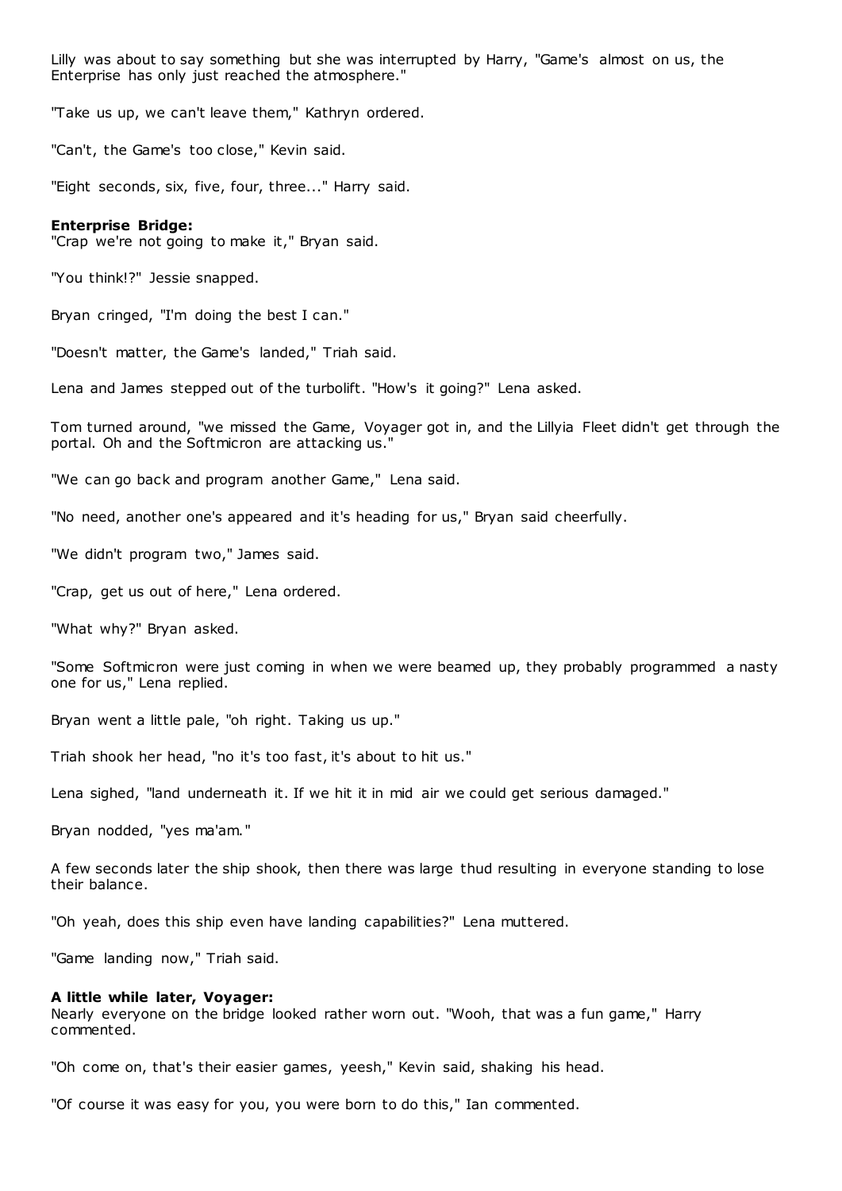Lilly was about to say something but she was interrupted by Harry, "Game's almost on us, the Enterprise has only just reached the atmosphere."

"Take us up, we can't leave them," Kathryn ordered.

"Can't, the Game's too close," Kevin said.

"Eight seconds, six, five, four, three..." Harry said.

**Enterprise Bridge:**
"Crap we're not going to make it," Bryan said.

"You think!?" Jessie snapped.

Bryan cringed, "I'm doing the best I can."

"Doesn't matter, the Game's landed," Triah said.

Lena and James stepped out of the turbolift. "How's it going?" Lena asked.

Tom turned around, "we missed the Game, Voyager got in, and the Lillyia Fleet didn't get through the portal. Oh and the Softmicron are attacking us."

"We can go back and program another Game," Lena said.

"No need, another one's appeared and it's heading for us," Bryan said cheerfully.

"We didn't program two," James said.

"Crap, get us out of here," Lena ordered.

"What why?" Bryan asked.

"Some Softmicron were just coming in when we were beamed up, they probably programmed a nasty one for us," Lena replied.

Bryan went a little pale, "oh right. Taking us up."

Triah shook her head, "no it's too fast, it's about to hit us."

Lena sighed, "land underneath it. If we hit it in mid air we could get serious damaged."

Bryan nodded, "yes ma'am."

A few seconds later the ship shook, then there was large thud resulting in everyone standing to lose their balance.

"Oh yeah, does this ship even have landing capabilities?" Lena muttered.

"Game landing now," Triah said.

**A little while later, Voyager:**
Nearly everyone on the bridge looked rather worn out. "Wooh, that was a fun game," Harry commented.

"Oh come on, that's their easier games, yeesh," Kevin said, shaking his head.

"Of course it was easy for you, you were born to do this," Ian commented.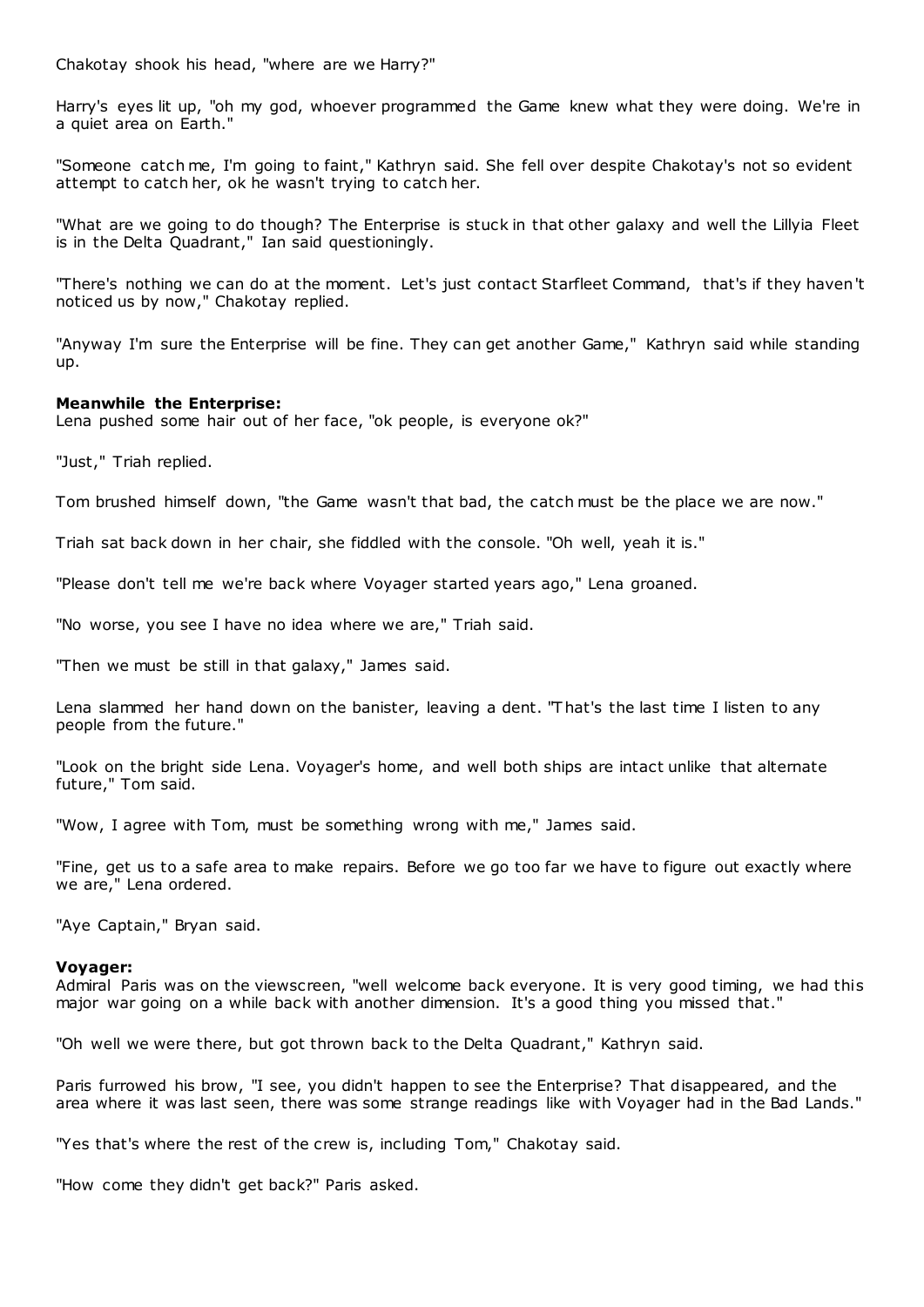Chakotay shook his head, "where are we Harry?"

Harry's eyes lit up, "oh my god, whoever programmed the Game knew what they were doing. We're in a quiet area on Earth."

"Someone catch me, I'm going to faint," Kathryn said. She fell over despite Chakotay's not so evident attempt to catch her, ok he wasn't trying to catch her.

"What are we going to do though? The Enterprise is stuck in that other galaxy and well the Lillyia Fleet is in the Delta Quadrant," Ian said questioningly.

"There's nothing we can do at the moment. Let's just contact Starfleet Command, that's if they haven't noticed us by now," Chakotay replied.

"Anyway I'm sure the Enterprise will be fine. They can get another Game," Kathryn said while standing up.

**Meanwhile the Enterprise:**
Lena pushed some hair out of her face, "ok people, is everyone ok?"

"Just," Triah replied.

Tom brushed himself down, "the Game wasn't that bad, the catch must be the place we are now."

Triah sat back down in her chair, she fiddled with the console. "Oh well, yeah it is."

"Please don't tell me we're back where Voyager started years ago," Lena groaned.

"No worse, you see I have no idea where we are," Triah said.

"Then we must be still in that galaxy," James said.

Lena slammed her hand down on the banister, leaving a dent. "That's the last time I listen to any people from the future."

"Look on the bright side Lena. Voyager's home, and well both ships are intact unlike that alternate future," Tom said.

"Wow, I agree with Tom, must be something wrong with me," James said.

"Fine, get us to a safe area to make repairs. Before we go too far we have to figure out exactly where we are," Lena ordered.

"Aye Captain," Bryan said.

**Voyager:**
Admiral Paris was on the viewscreen, "well welcome back everyone. It is very good timing, we had this major war going on a while back with another dimension. It's a good thing you missed that."

"Oh well we were there, but got thrown back to the Delta Quadrant," Kathryn said.

Paris furrowed his brow, "I see, you didn't happen to see the Enterprise? That disappeared, and the area where it was last seen, there was some strange readings like with Voyager had in the Bad Lands."

"Yes that's where the rest of the crew is, including Tom," Chakotay said.

"How come they didn't get back?" Paris asked.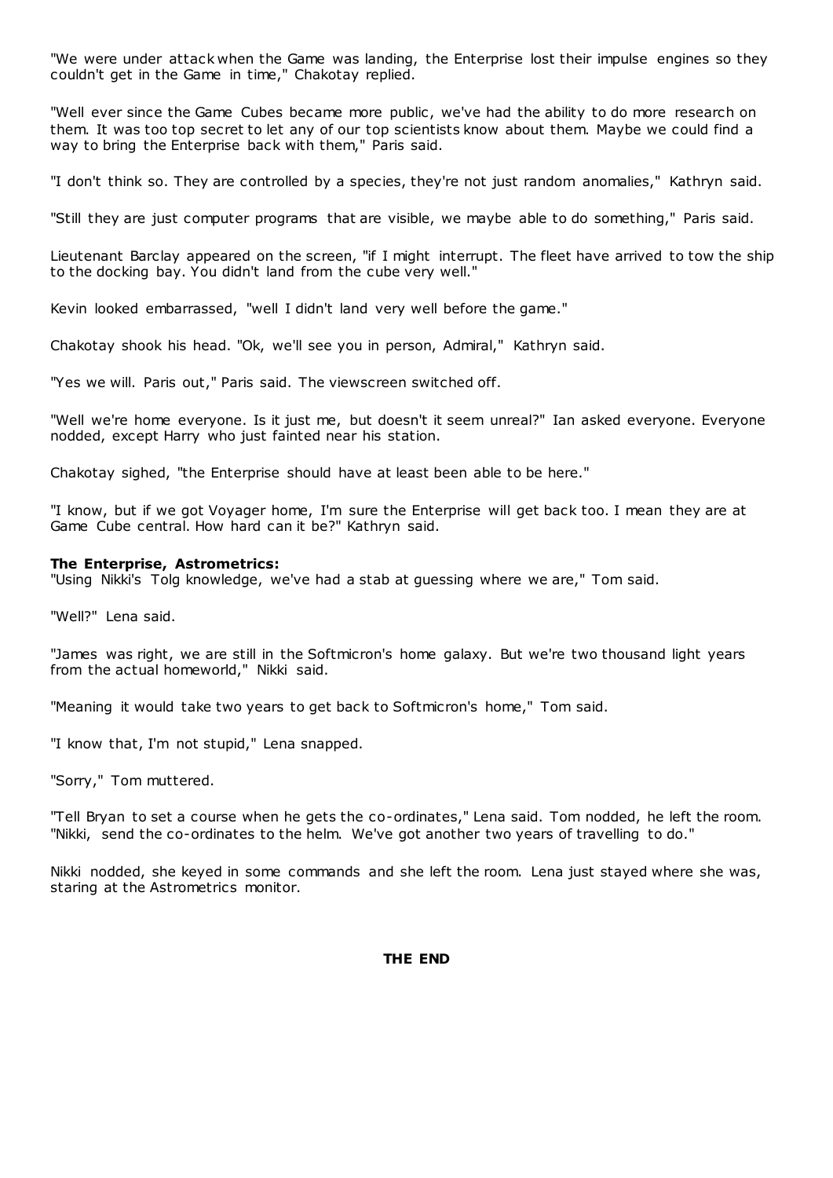"We were under attack when the Game was landing, the Enterprise lost their impulse engines so they couldn't get in the Game in time," Chakotay replied.

"Well ever since the Game Cubes became more public, we've had the ability to do more research on them. It was too top secret to let any of our top scientists know about them. Maybe we could find a way to bring the Enterprise back with them," Paris said.

"I don't think so. They are controlled by a species, they're not just random anomalies," Kathryn said.

"Still they are just computer programs that are visible, we maybe able to do something," Paris said.

Lieutenant Barclay appeared on the screen, "if I might interrupt. The fleet have arrived to tow the ship to the docking bay. You didn't land from the cube very well."

Kevin looked embarrassed, "well I didn't land very well before the game."

Chakotay shook his head. "Ok, we'll see you in person, Admiral," Kathryn said.

"Yes we will. Paris out," Paris said. The viewscreen switched off.

"Well we're home everyone. Is it just me, but doesn't it seem unreal?" Ian asked everyone. Everyone nodded, except Harry who just fainted near his station.

Chakotay sighed, "the Enterprise should have at least been able to be here."

"I know, but if we got Voyager home, I'm sure the Enterprise will get back too. I mean they are at Game Cube central. How hard can it be?" Kathryn said.

**The Enterprise, Astrometrics:**
"Using Nikki's Tolg knowledge, we've had a stab at guessing where we are," Tom said.

"Well?" Lena said.

"James was right, we are still in the Softmicron's home galaxy. But we're two thousand light years from the actual homeworld," Nikki said.

"Meaning it would take two years to get back to Softmicron's home," Tom said.

"I know that, I'm not stupid," Lena snapped.

"Sorry," Tom muttered.

"Tell Bryan to set a course when he gets the co-ordinates," Lena said. Tom nodded, he left the room. "Nikki, send the co-ordinates to the helm. We've got another two years of travelling to do."

Nikki nodded, she keyed in some commands and she left the room. Lena just stayed where she was, staring at the Astrometrics monitor.

**THE END**